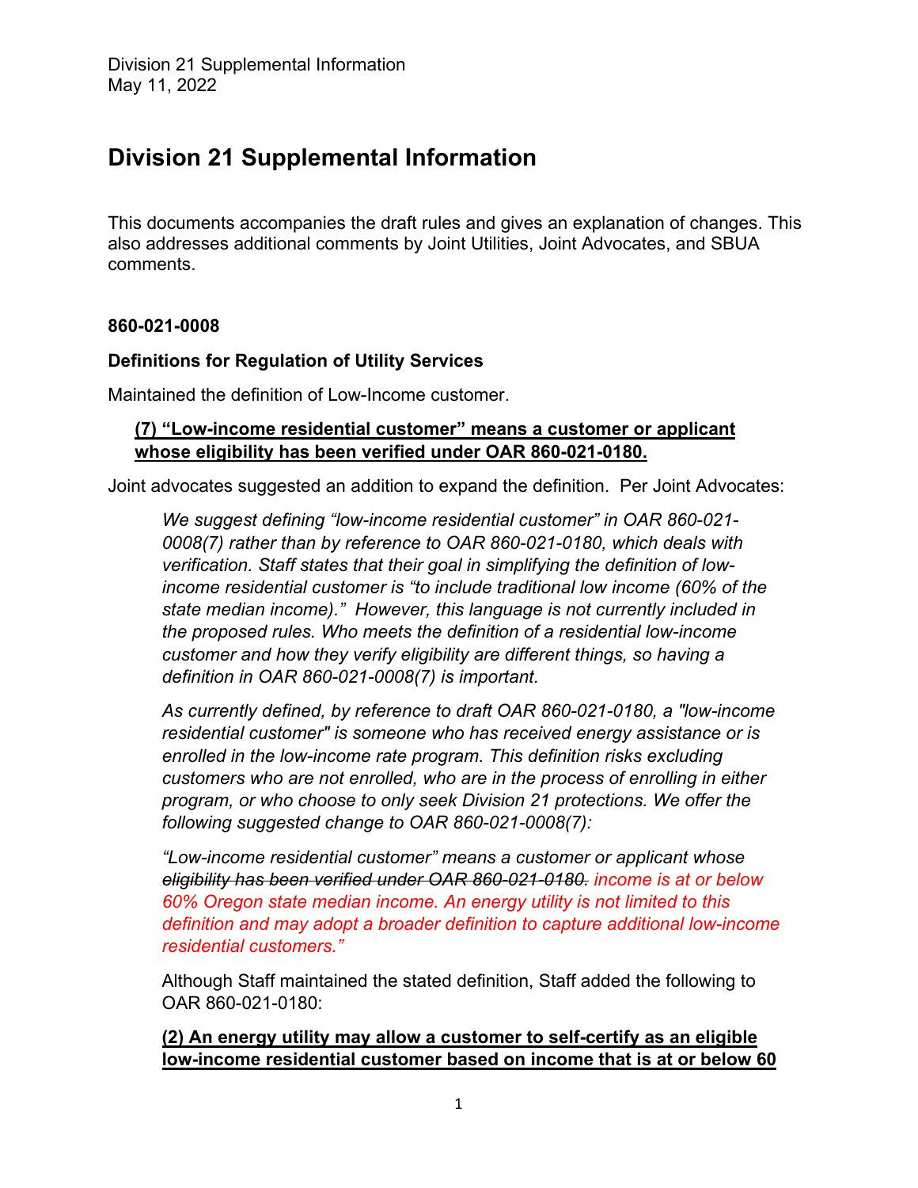# Division 21 Supplemental Information

This documents accompanies the draft rules and gives an explanation of changes. This also addresses additional comments by Joint Utilities, Joint Advocates, and SBUA comments.

**860-021-0008**

**Definitions for Regulation of Utility Services**

Maintained the definition of Low-Income customer.

> **<u>(7) "Low-income residential customer" means a customer or applicant whose eligibility has been verified under OAR 860-021-0180.</u>**

Joint advocates suggested an addition to expand the definition. Per Joint Advocates:

> *We suggest defining "low-income residential customer" in OAR 860-021-0008(7) rather than by reference to OAR 860-021-0180, which deals with verification. Staff states that their goal in simplifying the definition of low-income residential customer is "to include traditional low income (60% of the state median income)." However, this language is not currently included in the proposed rules. Who meets the definition of a residential low-income customer and how they verify eligibility are different things, so having a definition in OAR 860-021-0008(7) is important.*
>
> *As currently defined, by reference to draft OAR 860-021-0180, a "low-income residential customer" is someone who has received energy assistance or is enrolled in the low-income rate program. This definition risks excluding customers who are not enrolled, who are in the process of enrolling in either program, or who choose to only seek Division 21 protections. We offer the following suggested change to OAR 860-021-0008(7):*
>
> *"Low-income residential customer" means a customer or applicant whose ~~eligibility has been verified under OAR 860-021-0180.~~ income is at or below 60% Oregon state median income. An energy utility is not limited to this definition and may adopt a broader definition to capture additional low-income residential customers."*
>
> Although Staff maintained the stated definition, Staff added the following to OAR 860-021-0180:
>
> **<u>(2) An energy utility may allow a customer to self-certify as an eligible low-income residential customer based on income that is at or below 60</u>**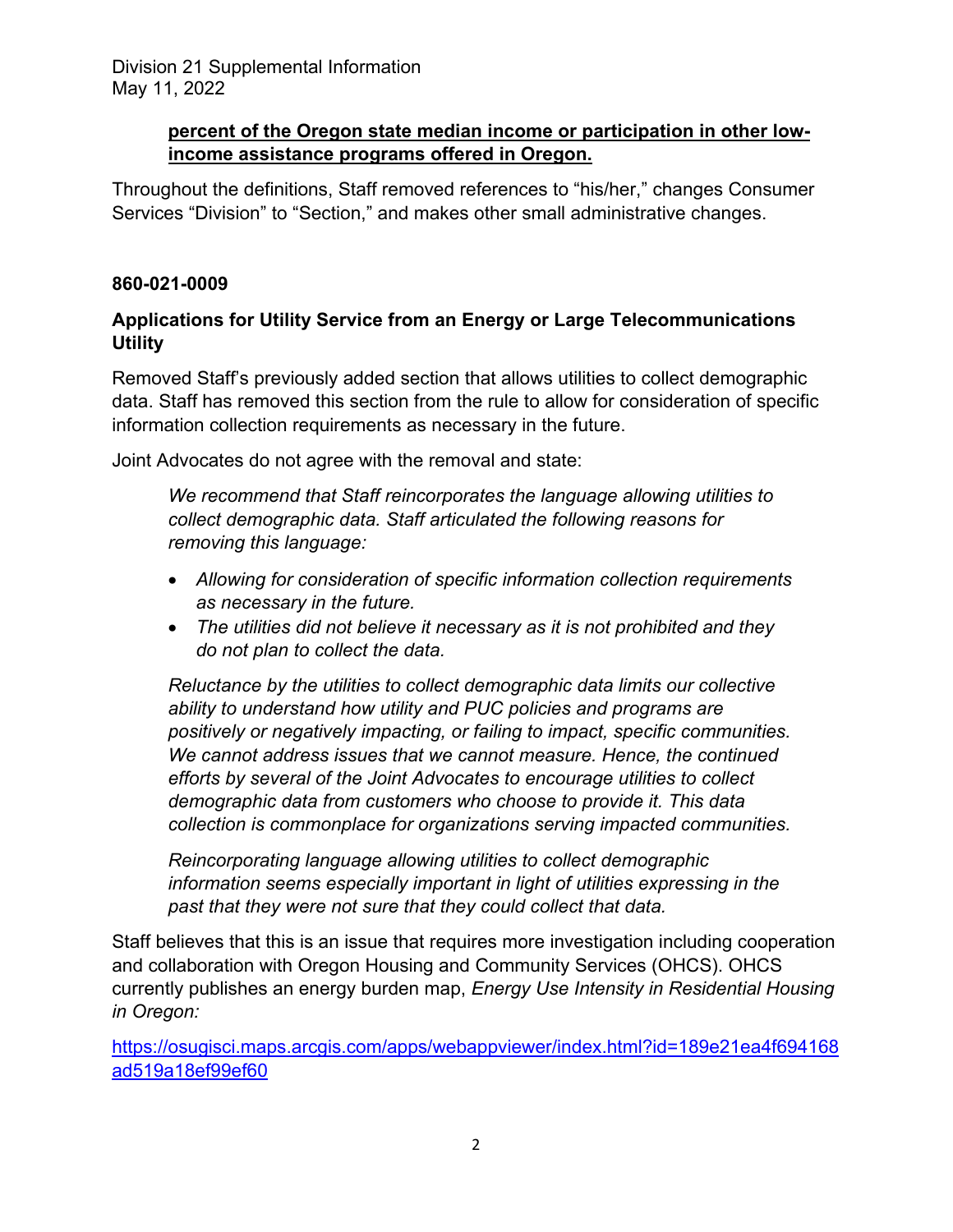**percent of the Oregon state median income or participation in other low-income assistance programs offered in Oregon.**

Throughout the definitions, Staff removed references to "his/her," changes Consumer Services "Division" to "Section," and makes other small administrative changes.

**860-021-0009**

**Applications for Utility Service from an Energy or Large Telecommunications Utility**

Removed Staff's previously added section that allows utilities to collect demographic data. Staff has removed this section from the rule to allow for consideration of specific information collection requirements as necessary in the future.

Joint Advocates do not agree with the removal and state:

> *We recommend that Staff reincorporates the language allowing utilities to collect demographic data. Staff articulated the following reasons for removing this language:*
>
> - *Allowing for consideration of specific information collection requirements as necessary in the future.*
> - *The utilities did not believe it necessary as it is not prohibited and they do not plan to collect the data.*
>
> *Reluctance by the utilities to collect demographic data limits our collective ability to understand how utility and PUC policies and programs are positively or negatively impacting, or failing to impact, specific communities. We cannot address issues that we cannot measure. Hence, the continued efforts by several of the Joint Advocates to encourage utilities to collect demographic data from customers who choose to provide it. This data collection is commonplace for organizations serving impacted communities.*
>
> *Reincorporating language allowing utilities to collect demographic information seems especially important in light of utilities expressing in the past that they were not sure that they could collect that data.*

Staff believes that this is an issue that requires more investigation including cooperation and collaboration with Oregon Housing and Community Services (OHCS). OHCS currently publishes an energy burden map, *Energy Use Intensity in Residential Housing in Oregon:*

https://osugisci.maps.arcgis.com/apps/webappviewer/index.html?id=189e21ea4f694168ad519a18ef99ef60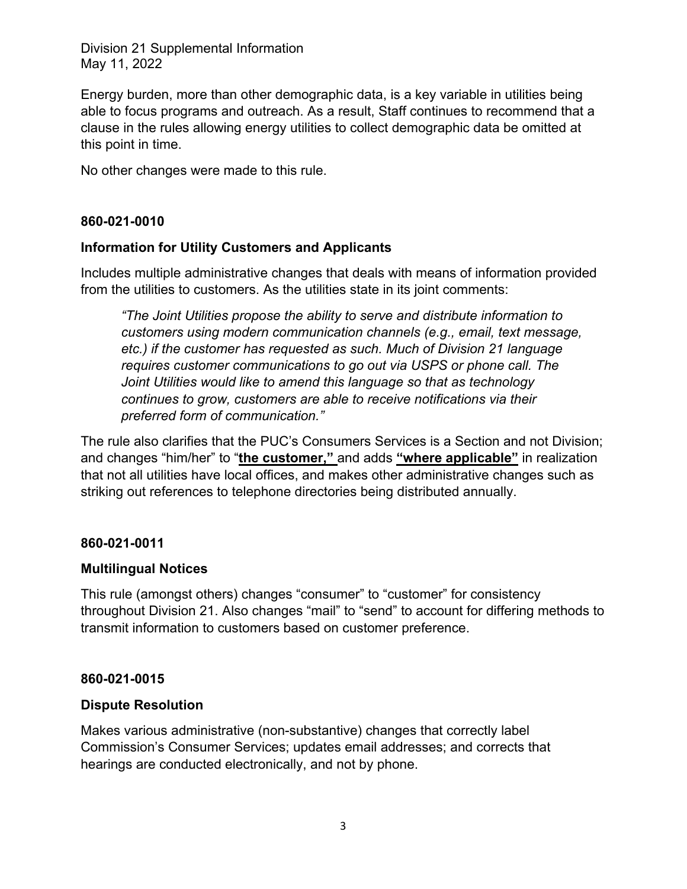Energy burden, more than other demographic data, is a key variable in utilities being able to focus programs and outreach. As a result, Staff continues to recommend that a clause in the rules allowing energy utilities to collect demographic data be omitted at this point in time.

No other changes were made to this rule.

**860-021-0010**

**Information for Utility Customers and Applicants**

Includes multiple administrative changes that deals with means of information provided from the utilities to customers. As the utilities state in its joint comments:

> *"The Joint Utilities propose the ability to serve and distribute information to customers using modern communication channels (e.g., email, text message, etc.) if the customer has requested as such. Much of Division 21 language requires customer communications to go out via USPS or phone call. The Joint Utilities would like to amend this language so that as technology continues to grow, customers are able to receive notifications via their preferred form of communication."*

The rule also clarifies that the PUC's Consumers Services is a Section and not Division; and changes "him/her" to "**the customer,"** and adds **"where applicable"** in realization that not all utilities have local offices, and makes other administrative changes such as striking out references to telephone directories being distributed annually.

**860-021-0011**

**Multilingual Notices**

This rule (amongst others) changes "consumer" to "customer" for consistency throughout Division 21. Also changes "mail" to "send" to account for differing methods to transmit information to customers based on customer preference.

**860-021-0015**

**Dispute Resolution**

Makes various administrative (non-substantive) changes that correctly label Commission's Consumer Services; updates email addresses; and corrects that hearings are conducted electronically, and not by phone.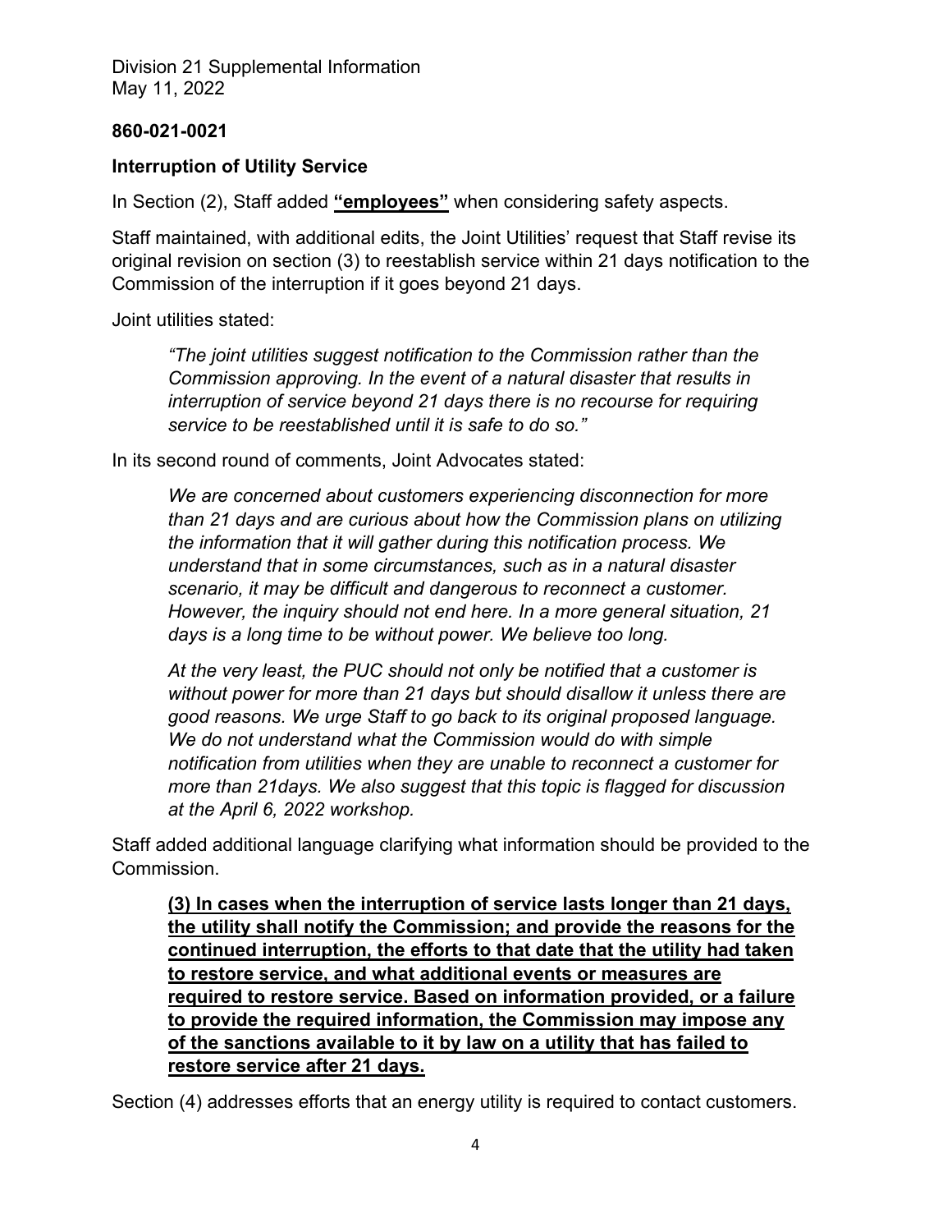## 860-021-0021

### Interruption of Utility Service

In Section (2), Staff added **<u>"employees"</u>** when considering safety aspects.

Staff maintained, with additional edits, the Joint Utilities' request that Staff revise its original revision on section (3) to reestablish service within 21 days notification to the Commission of the interruption if it goes beyond 21 days.

Joint utilities stated:

> *"The joint utilities suggest notification to the Commission rather than the Commission approving. In the event of a natural disaster that results in interruption of service beyond 21 days there is no recourse for requiring service to be reestablished until it is safe to do so."*

In its second round of comments, Joint Advocates stated:

> *We are concerned about customers experiencing disconnection for more than 21 days and are curious about how the Commission plans on utilizing the information that it will gather during this notification process. We understand that in some circumstances, such as in a natural disaster scenario, it may be difficult and dangerous to reconnect a customer. However, the inquiry should not end here. In a more general situation, 21 days is a long time to be without power. We believe too long.*
>
> *At the very least, the PUC should not only be notified that a customer is without power for more than 21 days but should disallow it unless there are good reasons. We urge Staff to go back to its original proposed language. We do not understand what the Commission would do with simple notification from utilities when they are unable to reconnect a customer for more than 21days. We also suggest that this topic is flagged for discussion at the April 6, 2022 workshop.*

Staff added additional language clarifying what information should be provided to the Commission.

> **<u>(3) In cases when the interruption of service lasts longer than 21 days, the utility shall notify the Commission; and provide the reasons for the continued interruption, the efforts to that date that the utility had taken to restore service, and what additional events or measures are required to restore service. Based on information provided, or a failure to provide the required information, the Commission may impose any of the sanctions available to it by law on a utility that has failed to restore service after 21 days.</u>**

Section (4) addresses efforts that an energy utility is required to contact customers.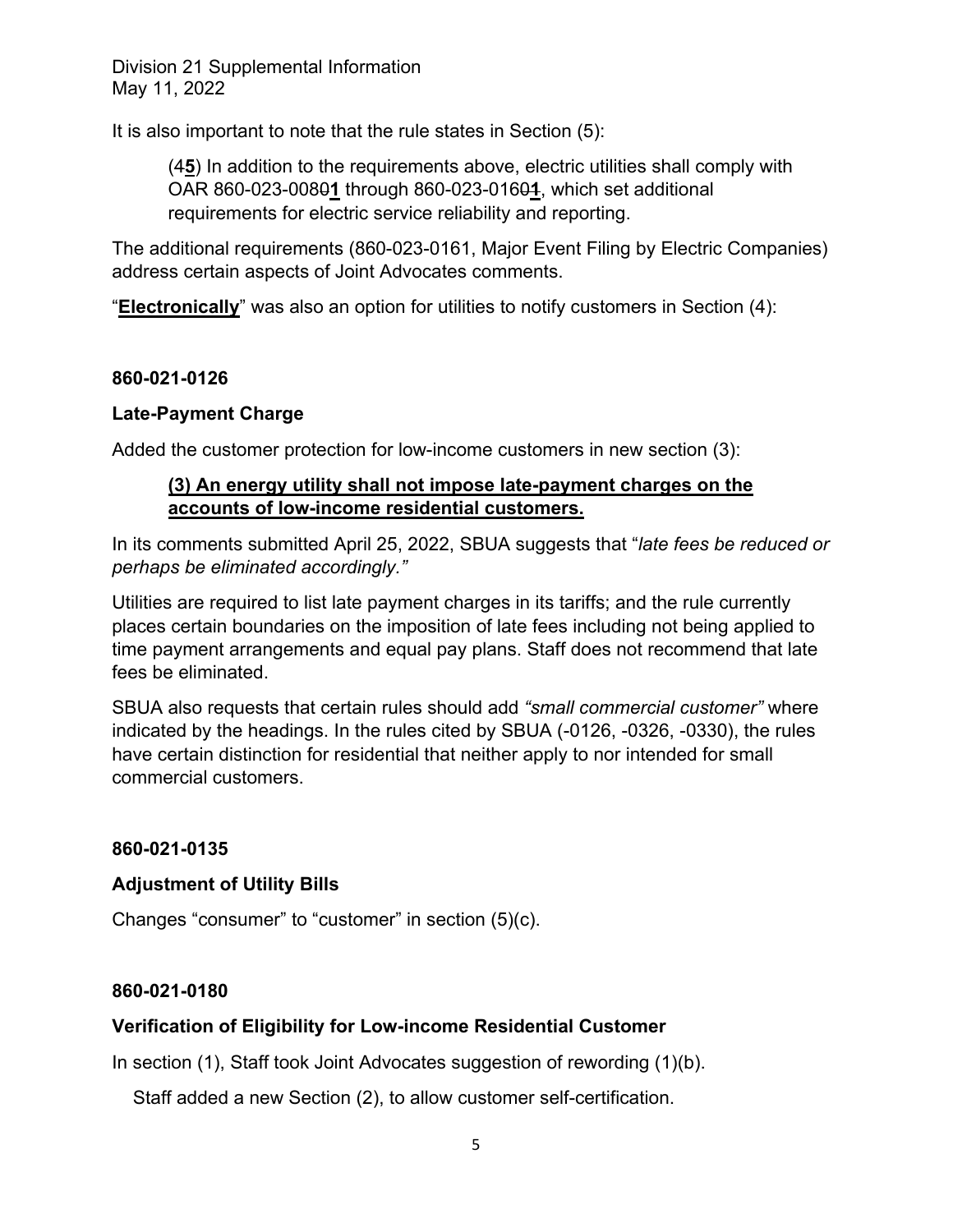It is also important to note that the rule states in Section (5):

> (~~4~~**5**) In addition to the requirements above, electric utilities shall comply with OAR 860-023-008~~0~~**1** through 860-023-016~~0~~**1**, which set additional requirements for electric service reliability and reporting.

The additional requirements (860-023-0161, Major Event Filing by Electric Companies) address certain aspects of Joint Advocates comments.

"**Electronically**" was also an option for utilities to notify customers in Section (4):

## 860-021-0126

### Late-Payment Charge

Added the customer protection for low-income customers in new section (3):

> **(3) An energy utility shall not impose late-payment charges on the accounts of low-income residential customers.**

In its comments submitted April 25, 2022, SBUA suggests that "*late fees be reduced or perhaps be eliminated accordingly.*"

Utilities are required to list late payment charges in its tariffs; and the rule currently places certain boundaries on the imposition of late fees including not being applied to time payment arrangements and equal pay plans. Staff does not recommend that late fees be eliminated.

SBUA also requests that certain rules should add *"small commercial customer"* where indicated by the headings. In the rules cited by SBUA (-0126, -0326, -0330), the rules have certain distinction for residential that neither apply to nor intended for small commercial customers.

## 860-021-0135

### Adjustment of Utility Bills

Changes "consumer" to "customer" in section (5)(c).

## 860-021-0180

### Verification of Eligibility for Low-income Residential Customer

In section (1), Staff took Joint Advocates suggestion of rewording (1)(b).

Staff added a new Section (2), to allow customer self-certification.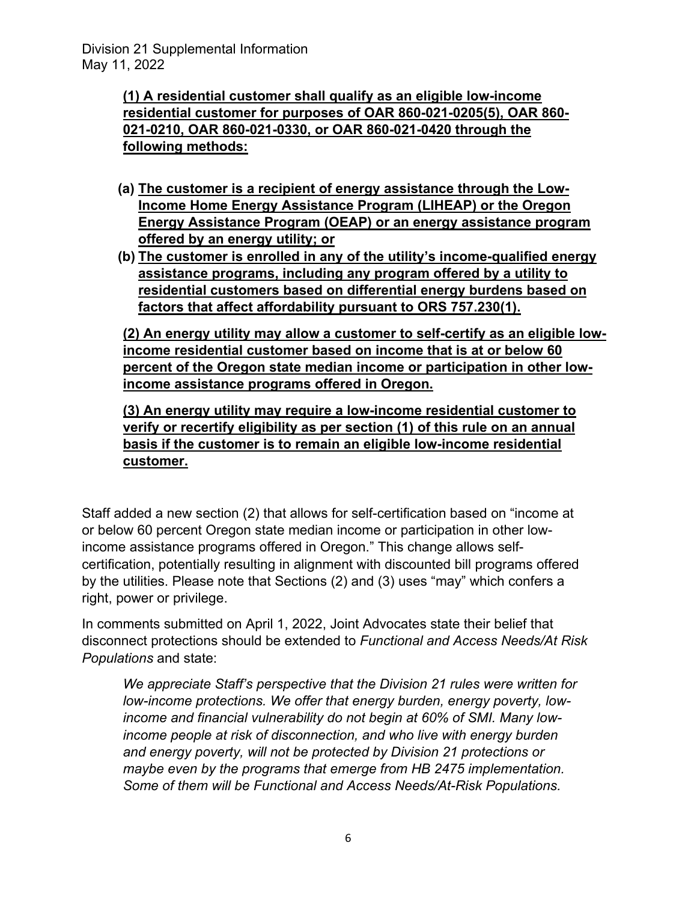**(1) A residential customer shall qualify as an eligible low-income residential customer for purposes of OAR 860-021-0205(5), OAR 860-021-0210, OAR 860-021-0330, or OAR 860-021-0420 through the following methods:**

- **(a) The customer is a recipient of energy assistance through the Low-Income Home Energy Assistance Program (LIHEAP) or the Oregon Energy Assistance Program (OEAP) or an energy assistance program offered by an energy utility; or**
- **(b) The customer is enrolled in any of the utility's income-qualified energy assistance programs, including any program offered by a utility to residential customers based on differential energy burdens based on factors that affect affordability pursuant to ORS 757.230(1).**

**(2) An energy utility may allow a customer to self-certify as an eligible low-income residential customer based on income that is at or below 60 percent of the Oregon state median income or participation in other low-income assistance programs offered in Oregon.**

**(3) An energy utility may require a low-income residential customer to verify or recertify eligibility as per section (1) of this rule on an annual basis if the customer is to remain an eligible low-income residential customer.**

Staff added a new section (2) that allows for self-certification based on "income at or below 60 percent Oregon state median income or participation in other low-income assistance programs offered in Oregon." This change allows self-certification, potentially resulting in alignment with discounted bill programs offered by the utilities. Please note that Sections (2) and (3) uses "may" which confers a right, power or privilege.

In comments submitted on April 1, 2022, Joint Advocates state their belief that disconnect protections should be extended to *Functional and Access Needs/At Risk Populations* and state:

> *We appreciate Staff's perspective that the Division 21 rules were written for low-income protections. We offer that energy burden, energy poverty, low-income and financial vulnerability do not begin at 60% of SMI. Many low-income people at risk of disconnection, and who live with energy burden and energy poverty, will not be protected by Division 21 protections or maybe even by the programs that emerge from HB 2475 implementation. Some of them will be Functional and Access Needs/At-Risk Populations.*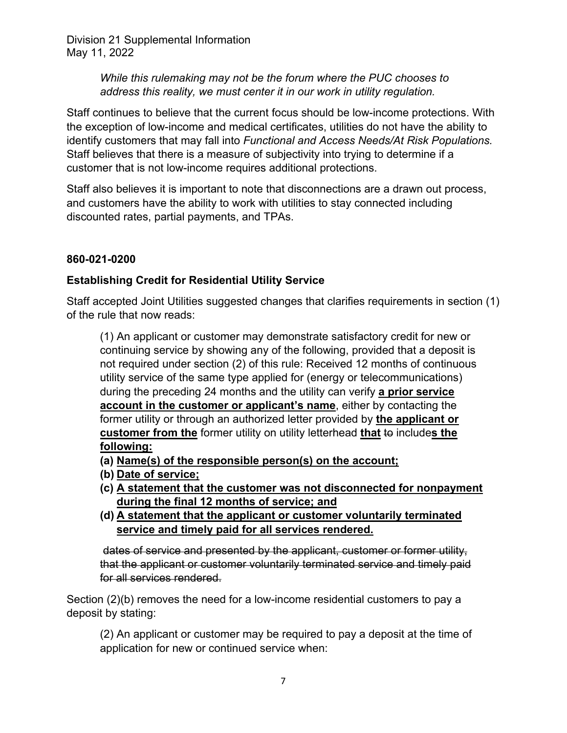*While this rulemaking may not be the forum where the PUC chooses to address this reality, we must center it in our work in utility regulation.*

Staff continues to believe that the current focus should be low-income protections. With the exception of low-income and medical certificates, utilities do not have the ability to identify customers that may fall into *Functional and Access Needs/At Risk Populations.* Staff believes that there is a measure of subjectivity into trying to determine if a customer that is not low-income requires additional protections.

Staff also believes it is important to note that disconnections are a drawn out process, and customers have the ability to work with utilities to stay connected including discounted rates, partial payments, and TPAs.

**860-021-0200**

**Establishing Credit for Residential Utility Service**

Staff accepted Joint Utilities suggested changes that clarifies requirements in section (1) of the rule that now reads:

> (1) An applicant or customer may demonstrate satisfactory credit for new or continuing service by showing any of the following, provided that a deposit is not required under section (2) of this rule: Received 12 months of continuous utility service of the same type applied for (energy or telecommunications) during the preceding 24 months and the utility can verify **a prior service account in the customer or applicant's name**, either by contacting the former utility or through an authorized letter provided by **the applicant or customer from the** former utility on utility letterhead **that** ~~to~~ include**s the following:**
>
> **(a) Name(s) of the responsible person(s) on the account;**
>
> **(b) Date of service;**
>
> **(c) A statement that the customer was not disconnected for nonpayment during the final 12 months of service; and**
>
> **(d) A statement that the applicant or customer voluntarily terminated service and timely paid for all services rendered.**
>
> ~~dates of service and presented by the applicant, customer or former utility, that the applicant or customer voluntarily terminated service and timely paid for all services rendered.~~

Section (2)(b) removes the need for a low-income residential customers to pay a deposit by stating:

> (2) An applicant or customer may be required to pay a deposit at the time of application for new or continued service when: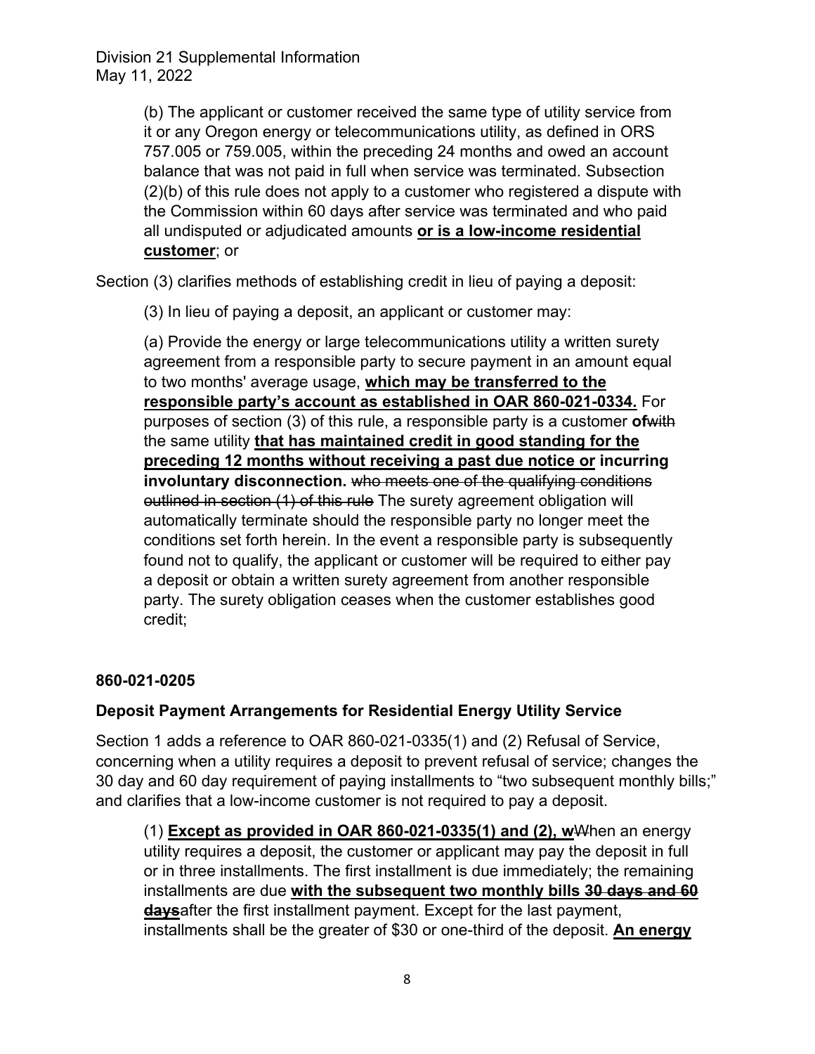(b) The applicant or customer received the same type of utility service from it or any Oregon energy or telecommunications utility, as defined in ORS 757.005 or 759.005, within the preceding 24 months and owed an account balance that was not paid in full when service was terminated. Subsection (2)(b) of this rule does not apply to a customer who registered a dispute with the Commission within 60 days after service was terminated and who paid all undisputed or adjudicated amounts **or is a low-income residential customer**; or

Section (3) clarifies methods of establishing credit in lieu of paying a deposit:

(3) In lieu of paying a deposit, an applicant or customer may:

(a) Provide the energy or large telecommunications utility a written surety agreement from a responsible party to secure payment in an amount equal to two months' average usage, **which may be transferred to the responsible party's account as established in OAR 860-021-0334.** For purposes of section (3) of this rule, a responsible party is a customer **of**~~with~~ the same utility **that has maintained credit in good standing for the preceding 12 months without receiving a past due notice or incurring involuntary disconnection.** ~~who meets one of the qualifying conditions outlined in section (1) of this rule~~ The surety agreement obligation will automatically terminate should the responsible party no longer meet the conditions set forth herein. In the event a responsible party is subsequently found not to qualify, the applicant or customer will be required to either pay a deposit or obtain a written surety agreement from another responsible party. The surety obligation ceases when the customer establishes good credit;

### 860-021-0205

### Deposit Payment Arrangements for Residential Energy Utility Service

Section 1 adds a reference to OAR 860-021-0335(1) and (2) Refusal of Service, concerning when a utility requires a deposit to prevent refusal of service; changes the 30 day and 60 day requirement of paying installments to "two subsequent monthly bills;" and clarifies that a low-income customer is not required to pay a deposit.

(1) **Except as provided in OAR 860-021-0335(1) and (2), w**~~W~~hen an energy utility requires a deposit, the customer or applicant may pay the deposit in full or in three installments. The first installment is due immediately; the remaining installments are due **with the subsequent two monthly bills** ~~**30 days and 60 days**~~after the first installment payment. Except for the last payment, installments shall be the greater of $30 or one-third of the deposit. **An energy**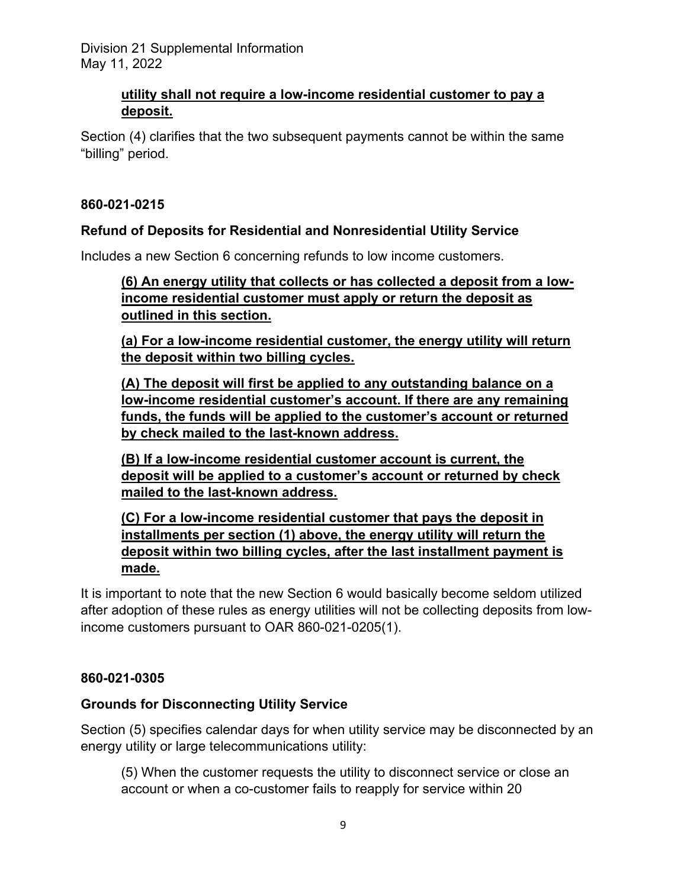**<u>utility shall not require a low-income residential customer to pay a deposit.</u>**

Section (4) clarifies that the two subsequent payments cannot be within the same "billing" period.

**860-021-0215**

**Refund of Deposits for Residential and Nonresidential Utility Service**

Includes a new Section 6 concerning refunds to low income customers.

> **<u>(6) An energy utility that collects or has collected a deposit from a low-income residential customer must apply or return the deposit as outlined in this section.</u>**
>
> **<u>(a) For a low-income residential customer, the energy utility will return the deposit within two billing cycles.</u>**
>
> **<u>(A) The deposit will first be applied to any outstanding balance on a low-income residential customer's account. If there are any remaining funds, the funds will be applied to the customer's account or returned by check mailed to the last-known address.</u>**
>
> **<u>(B) If a low-income residential customer account is current, the deposit will be applied to a customer's account or returned by check mailed to the last-known address.</u>**
>
> **<u>(C) For a low-income residential customer that pays the deposit in installments per section (1) above, the energy utility will return the deposit within two billing cycles, after the last installment payment is made.</u>**

It is important to note that the new Section 6 would basically become seldom utilized after adoption of these rules as energy utilities will not be collecting deposits from low-income customers pursuant to OAR 860-021-0205(1).

**860-021-0305**

**Grounds for Disconnecting Utility Service**

Section (5) specifies calendar days for when utility service may be disconnected by an energy utility or large telecommunications utility:

> (5) When the customer requests the utility to disconnect service or close an account or when a co-customer fails to reapply for service within 20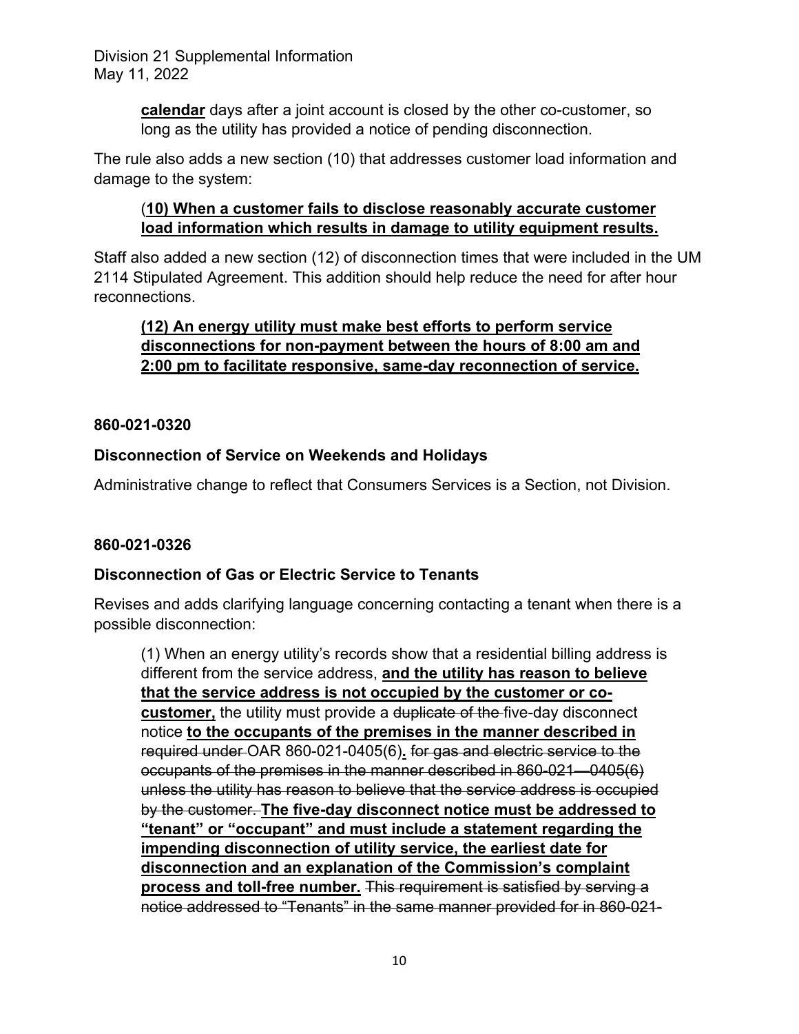**calendar** days after a joint account is closed by the other co-customer, so long as the utility has provided a notice of pending disconnection.

The rule also adds a new section (10) that addresses customer load information and damage to the system:

> (**10) When a customer fails to disclose reasonably accurate customer load information which results in damage to utility equipment results.**

Staff also added a new section (12) of disconnection times that were included in the UM 2114 Stipulated Agreement. This addition should help reduce the need for after hour reconnections.

> **(12) An energy utility must make best efforts to perform service disconnections for non-payment between the hours of 8:00 am and 2:00 pm to facilitate responsive, same-day reconnection of service.**

**860-021-0320**

**Disconnection of Service on Weekends and Holidays**

Administrative change to reflect that Consumers Services is a Section, not Division.

**860-021-0326**

**Disconnection of Gas or Electric Service to Tenants**

Revises and adds clarifying language concerning contacting a tenant when there is a possible disconnection:

> (1) When an energy utility's records show that a residential billing address is different from the service address, **and the utility has reason to believe that the service address is not occupied by the customer or co-customer,** the utility must provide a ~~duplicate of the~~ five-day disconnect notice **to the occupants of the premises in the manner described in** ~~required under~~ OAR 860-021-0405(6)**.** ~~for gas and electric service to the occupants of the premises in the manner described in 860-021—0405(6) unless the utility has reason to believe that the service address is occupied by the customer.~~ **The five-day disconnect notice must be addressed to "tenant" or "occupant" and must include a statement regarding the impending disconnection of utility service, the earliest date for disconnection and an explanation of the Commission's complaint process and toll-free number.** ~~This requirement is satisfied by serving a notice addressed to "Tenants" in the same manner provided for in 860-021-~~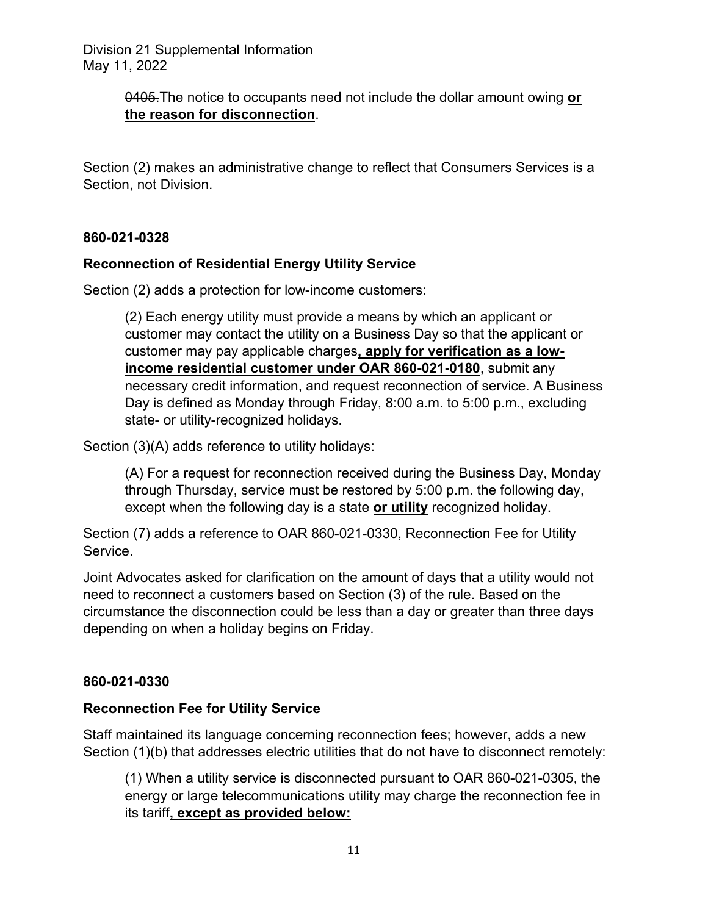~~0405.~~The notice to occupants need not include the dollar amount owing **<u>or the reason for disconnection</u>**.

Section (2) makes an administrative change to reflect that Consumers Services is a Section, not Division.

**860-021-0328**

**Reconnection of Residential Energy Utility Service**

Section (2) adds a protection for low-income customers:

> (2) Each energy utility must provide a means by which an applicant or customer may contact the utility on a Business Day so that the applicant or customer may pay applicable charges**<u>, apply for verification as a low-income residential customer under OAR 860-021-0180</u>**, submit any necessary credit information, and request reconnection of service. A Business Day is defined as Monday through Friday, 8:00 a.m. to 5:00 p.m., excluding state- or utility-recognized holidays.

Section (3)(A) adds reference to utility holidays:

> (A) For a request for reconnection received during the Business Day, Monday through Thursday, service must be restored by 5:00 p.m. the following day, except when the following day is a state **<u>or utility</u>** recognized holiday.

Section (7) adds a reference to OAR 860-021-0330, Reconnection Fee for Utility Service.

Joint Advocates asked for clarification on the amount of days that a utility would not need to reconnect a customers based on Section (3) of the rule. Based on the circumstance the disconnection could be less than a day or greater than three days depending on when a holiday begins on Friday.

**860-021-0330**

**Reconnection Fee for Utility Service**

Staff maintained its language concerning reconnection fees; however, adds a new Section (1)(b) that addresses electric utilities that do not have to disconnect remotely:

> (1) When a utility service is disconnected pursuant to OAR 860-021-0305, the energy or large telecommunications utility may charge the reconnection fee in its tariff**<u>, except as provided below:</u>**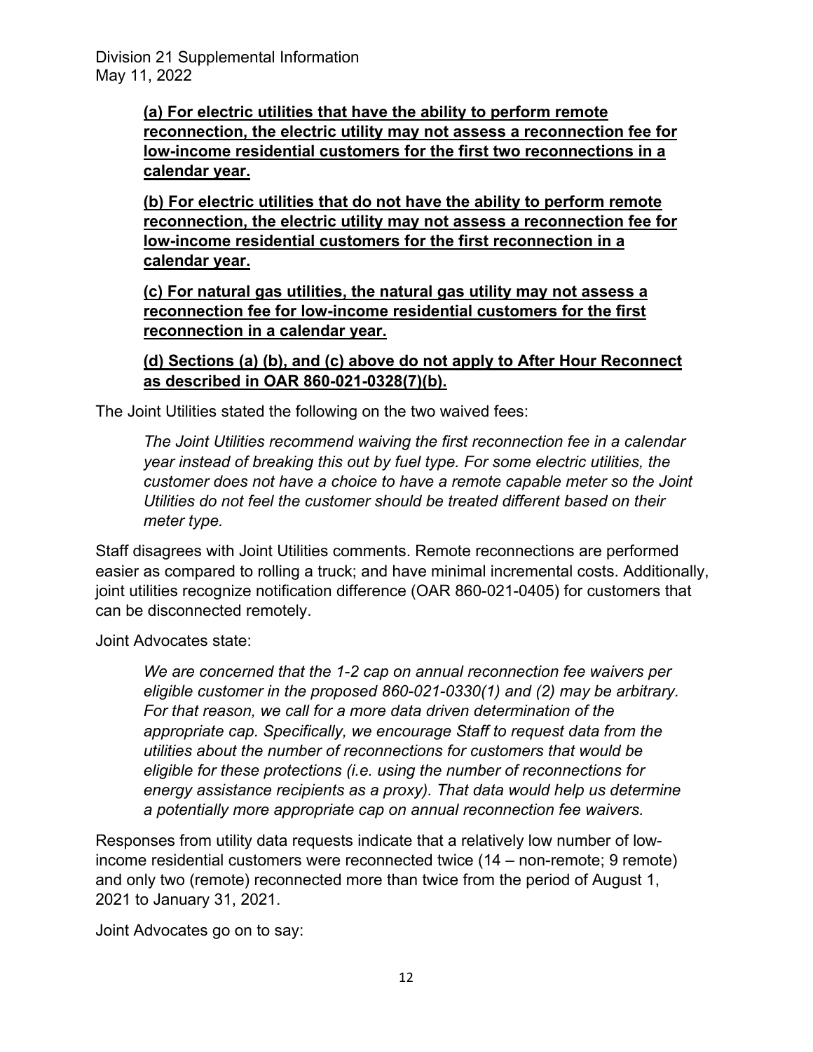**(a) For electric utilities that have the ability to perform remote reconnection, the electric utility may not assess a reconnection fee for low-income residential customers for the first two reconnections in a calendar year.**

**(b) For electric utilities that do not have the ability to perform remote reconnection, the electric utility may not assess a reconnection fee for low-income residential customers for the first reconnection in a calendar year.**

**(c) For natural gas utilities, the natural gas utility may not assess a reconnection fee for low-income residential customers for the first reconnection in a calendar year.**

**(d) Sections (a) (b), and (c) above do not apply to After Hour Reconnect as described in OAR 860-021-0328(7)(b).**

The Joint Utilities stated the following on the two waived fees:

> *The Joint Utilities recommend waiving the first reconnection fee in a calendar year instead of breaking this out by fuel type. For some electric utilities, the customer does not have a choice to have a remote capable meter so the Joint Utilities do not feel the customer should be treated different based on their meter type.*

Staff disagrees with Joint Utilities comments. Remote reconnections are performed easier as compared to rolling a truck; and have minimal incremental costs. Additionally, joint utilities recognize notification difference (OAR 860-021-0405) for customers that can be disconnected remotely.

Joint Advocates state:

> *We are concerned that the 1-2 cap on annual reconnection fee waivers per eligible customer in the proposed 860-021-0330(1) and (2) may be arbitrary. For that reason, we call for a more data driven determination of the appropriate cap. Specifically, we encourage Staff to request data from the utilities about the number of reconnections for customers that would be eligible for these protections (i.e. using the number of reconnections for energy assistance recipients as a proxy). That data would help us determine a potentially more appropriate cap on annual reconnection fee waivers.*

Responses from utility data requests indicate that a relatively low number of low-income residential customers were reconnected twice (14 – non-remote; 9 remote) and only two (remote) reconnected more than twice from the period of August 1, 2021 to January 31, 2021.

Joint Advocates go on to say: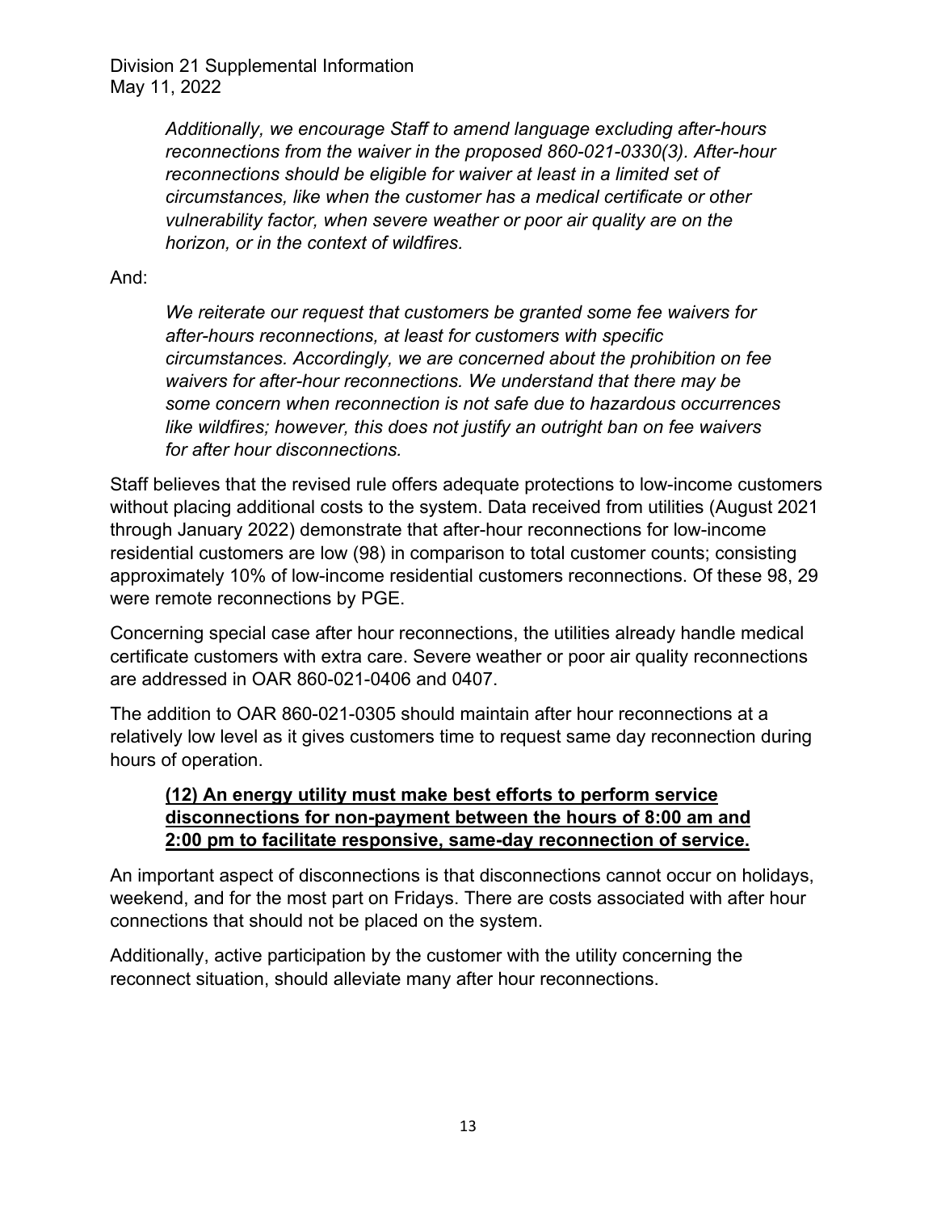> *Additionally, we encourage Staff to amend language excluding after-hours reconnections from the waiver in the proposed 860-021-0330(3). After-hour reconnections should be eligible for waiver at least in a limited set of circumstances, like when the customer has a medical certificate or other vulnerability factor, when severe weather or poor air quality are on the horizon, or in the context of wildfires.*

And:

> *We reiterate our request that customers be granted some fee waivers for after-hours reconnections, at least for customers with specific circumstances. Accordingly, we are concerned about the prohibition on fee waivers for after-hour reconnections. We understand that there may be some concern when reconnection is not safe due to hazardous occurrences like wildfires; however, this does not justify an outright ban on fee waivers for after hour disconnections.*

Staff believes that the revised rule offers adequate protections to low-income customers without placing additional costs to the system. Data received from utilities (August 2021 through January 2022) demonstrate that after-hour reconnections for low-income residential customers are low (98) in comparison to total customer counts; consisting approximately 10% of low-income residential customers reconnections. Of these 98, 29 were remote reconnections by PGE.

Concerning special case after hour reconnections, the utilities already handle medical certificate customers with extra care. Severe weather or poor air quality reconnections are addressed in OAR 860-021-0406 and 0407.

The addition to OAR 860-021-0305 should maintain after hour reconnections at a relatively low level as it gives customers time to request same day reconnection during hours of operation.

> **<u>(12) An energy utility must make best efforts to perform service disconnections for non-payment between the hours of 8:00 am and 2:00 pm to facilitate responsive, same-day reconnection of service.</u>**

An important aspect of disconnections is that disconnections cannot occur on holidays, weekend, and for the most part on Fridays. There are costs associated with after hour connections that should not be placed on the system.

Additionally, active participation by the customer with the utility concerning the reconnect situation, should alleviate many after hour reconnections.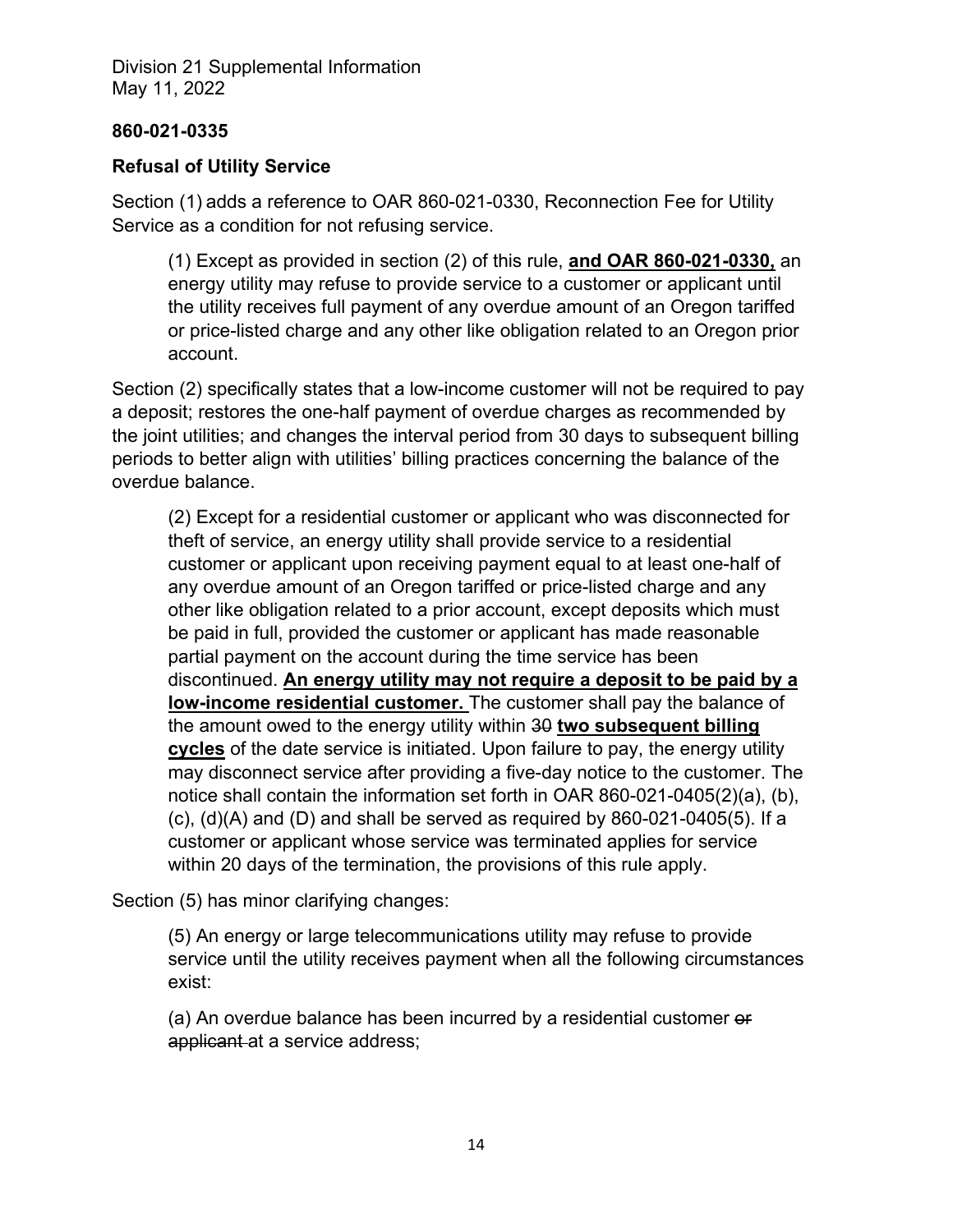Division 21 Supplemental Information
May 11, 2022

**860-021-0335**

**Refusal of Utility Service**

Section (1) adds a reference to OAR 860-021-0330, Reconnection Fee for Utility Service as a condition for not refusing service.

> (1) Except as provided in section (2) of this rule, **<u>and OAR 860-021-0330,</u>** an energy utility may refuse to provide service to a customer or applicant until the utility receives full payment of any overdue amount of an Oregon tariffed or price-listed charge and any other like obligation related to an Oregon prior account.

Section (2) specifically states that a low-income customer will not be required to pay a deposit; restores the one-half payment of overdue charges as recommended by the joint utilities; and changes the interval period from 30 days to subsequent billing periods to better align with utilities' billing practices concerning the balance of the overdue balance.

> (2) Except for a residential customer or applicant who was disconnected for theft of service, an energy utility shall provide service to a residential customer or applicant upon receiving payment equal to at least one-half of any overdue amount of an Oregon tariffed or price-listed charge and any other like obligation related to a prior account, except deposits which must be paid in full, provided the customer or applicant has made reasonable partial payment on the account during the time service has been discontinued. **<u>An energy utility may not require a deposit to be paid by a low-income residential customer.</u>** The customer shall pay the balance of the amount owed to the energy utility within ~~30~~ **<u>two subsequent billing cycles</u>** of the date service is initiated. Upon failure to pay, the energy utility may disconnect service after providing a five-day notice to the customer. The notice shall contain the information set forth in OAR 860-021-0405(2)(a), (b), (c), (d)(A) and (D) and shall be served as required by 860-021-0405(5). If a customer or applicant whose service was terminated applies for service within 20 days of the termination, the provisions of this rule apply.

Section (5) has minor clarifying changes:

> (5) An energy or large telecommunications utility may refuse to provide service until the utility receives payment when all the following circumstances exist:
>
> (a) An overdue balance has been incurred by a residential customer ~~or applicant~~ at a service address;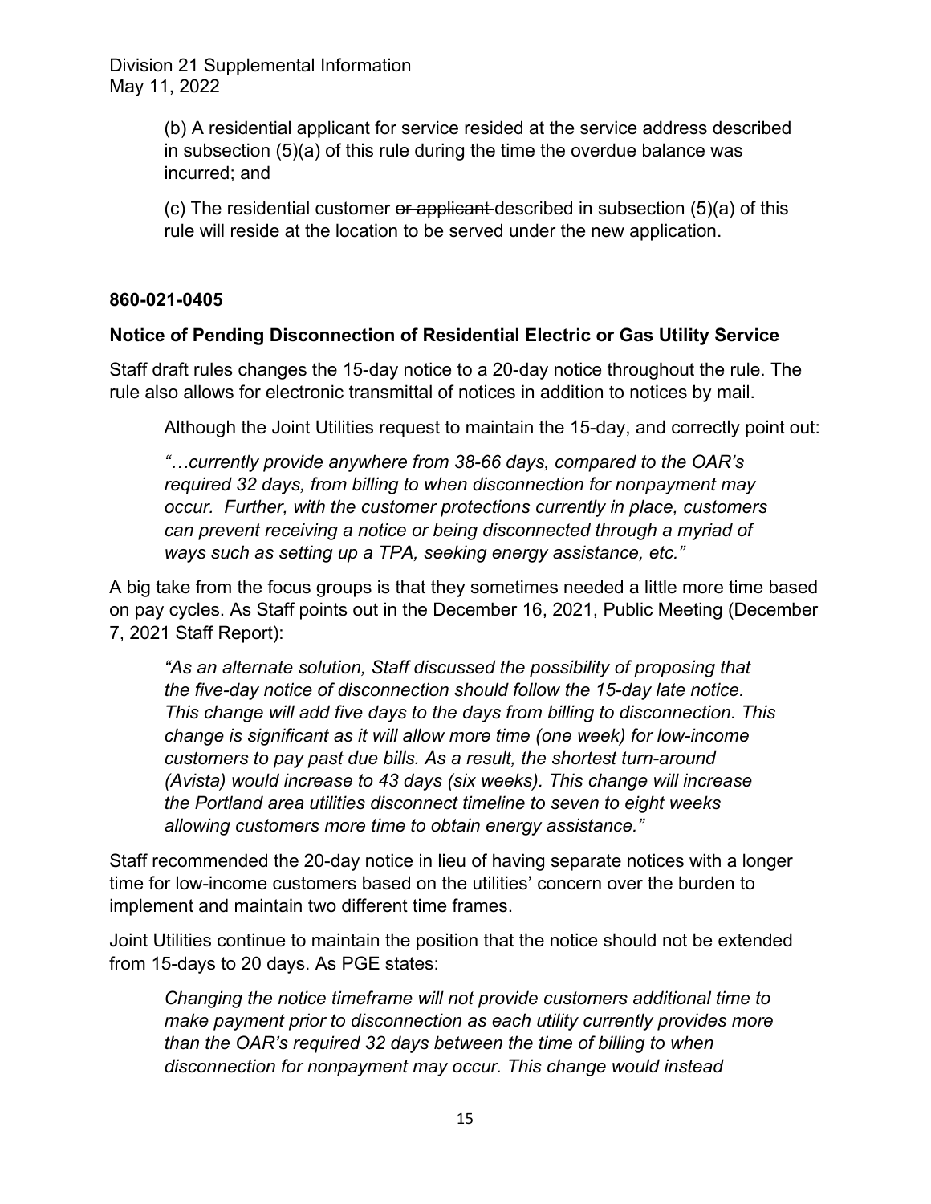(b) A residential applicant for service resided at the service address described in subsection (5)(a) of this rule during the time the overdue balance was incurred; and

(c) The residential customer ~~or applicant~~ described in subsection (5)(a) of this rule will reside at the location to be served under the new application.

**860-021-0405**

**Notice of Pending Disconnection of Residential Electric or Gas Utility Service**

Staff draft rules changes the 15-day notice to a 20-day notice throughout the rule. The rule also allows for electronic transmittal of notices in addition to notices by mail.

> Although the Joint Utilities request to maintain the 15-day, and correctly point out:
>
> *"…currently provide anywhere from 38-66 days, compared to the OAR's required 32 days, from billing to when disconnection for nonpayment may occur. Further, with the customer protections currently in place, customers can prevent receiving a notice or being disconnected through a myriad of ways such as setting up a TPA, seeking energy assistance, etc."*

A big take from the focus groups is that they sometimes needed a little more time based on pay cycles. As Staff points out in the December 16, 2021, Public Meeting (December 7, 2021 Staff Report):

> *"As an alternate solution, Staff discussed the possibility of proposing that the five-day notice of disconnection should follow the 15-day late notice. This change will add five days to the days from billing to disconnection. This change is significant as it will allow more time (one week) for low-income customers to pay past due bills. As a result, the shortest turn-around (Avista) would increase to 43 days (six weeks). This change will increase the Portland area utilities disconnect timeline to seven to eight weeks allowing customers more time to obtain energy assistance."*

Staff recommended the 20-day notice in lieu of having separate notices with a longer time for low-income customers based on the utilities' concern over the burden to implement and maintain two different time frames.

Joint Utilities continue to maintain the position that the notice should not be extended from 15-days to 20 days. As PGE states:

> *Changing the notice timeframe will not provide customers additional time to make payment prior to disconnection as each utility currently provides more than the OAR's required 32 days between the time of billing to when disconnection for nonpayment may occur. This change would instead*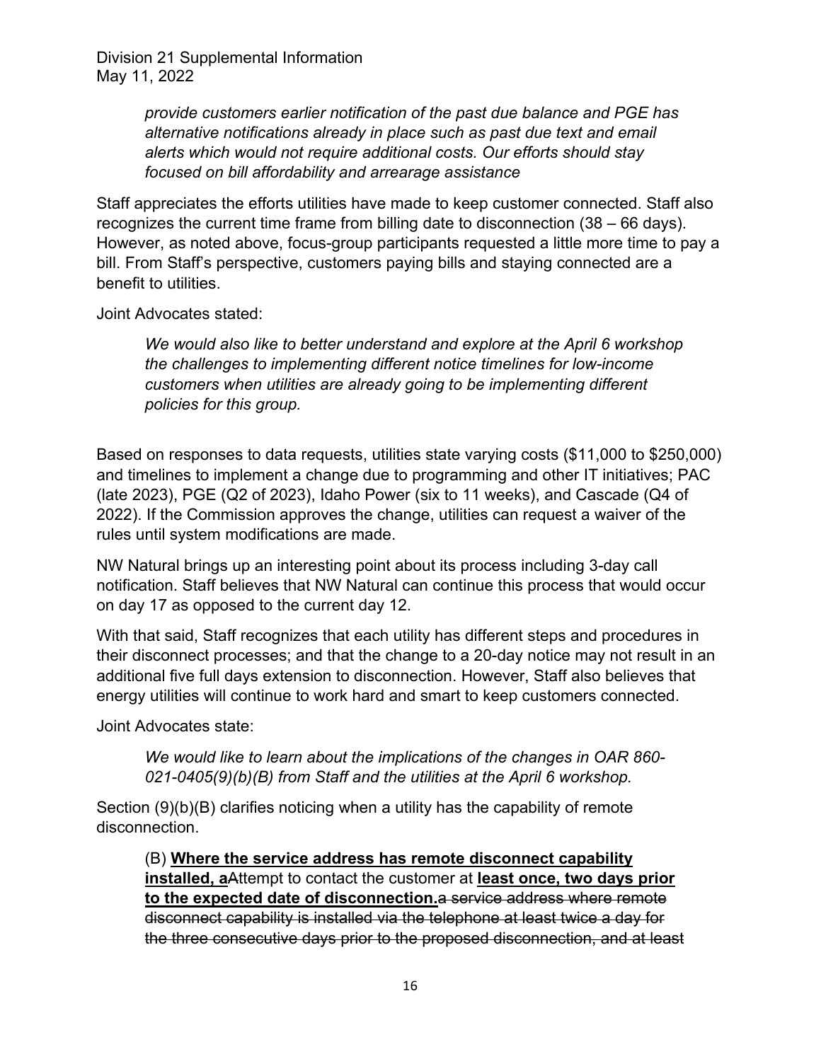*provide customers earlier notification of the past due balance and PGE has alternative notifications already in place such as past due text and email alerts which would not require additional costs. Our efforts should stay focused on bill affordability and arrearage assistance*

Staff appreciates the efforts utilities have made to keep customer connected. Staff also recognizes the current time frame from billing date to disconnection (38 – 66 days). However, as noted above, focus-group participants requested a little more time to pay a bill. From Staff's perspective, customers paying bills and staying connected are a benefit to utilities.

Joint Advocates stated:

> *We would also like to better understand and explore at the April 6 workshop the challenges to implementing different notice timelines for low-income customers when utilities are already going to be implementing different policies for this group.*

Based on responses to data requests, utilities state varying costs ($11,000 to $250,000) and timelines to implement a change due to programming and other IT initiatives; PAC (late 2023), PGE (Q2 of 2023), Idaho Power (six to 11 weeks), and Cascade (Q4 of 2022). If the Commission approves the change, utilities can request a waiver of the rules until system modifications are made.

NW Natural brings up an interesting point about its process including 3-day call notification. Staff believes that NW Natural can continue this process that would occur on day 17 as opposed to the current day 12.

With that said, Staff recognizes that each utility has different steps and procedures in their disconnect processes; and that the change to a 20-day notice may not result in an additional five full days extension to disconnection. However, Staff also believes that energy utilities will continue to work hard and smart to keep customers connected.

Joint Advocates state:

> *We would like to learn about the implications of the changes in OAR 860-021-0405(9)(b)(B) from Staff and the utilities at the April 6 workshop.*

Section (9)(b)(B) clarifies noticing when a utility has the capability of remote disconnection.

> (B) **<u>Where the service address has remote disconnect capability installed, a</u>**~~A~~ttempt to contact the customer at **<u>least once, two days prior to the expected date of disconnection.</u>**~~a service address where remote disconnect capability is installed via the telephone at least twice a day for the three consecutive days prior to the proposed disconnection, and at least~~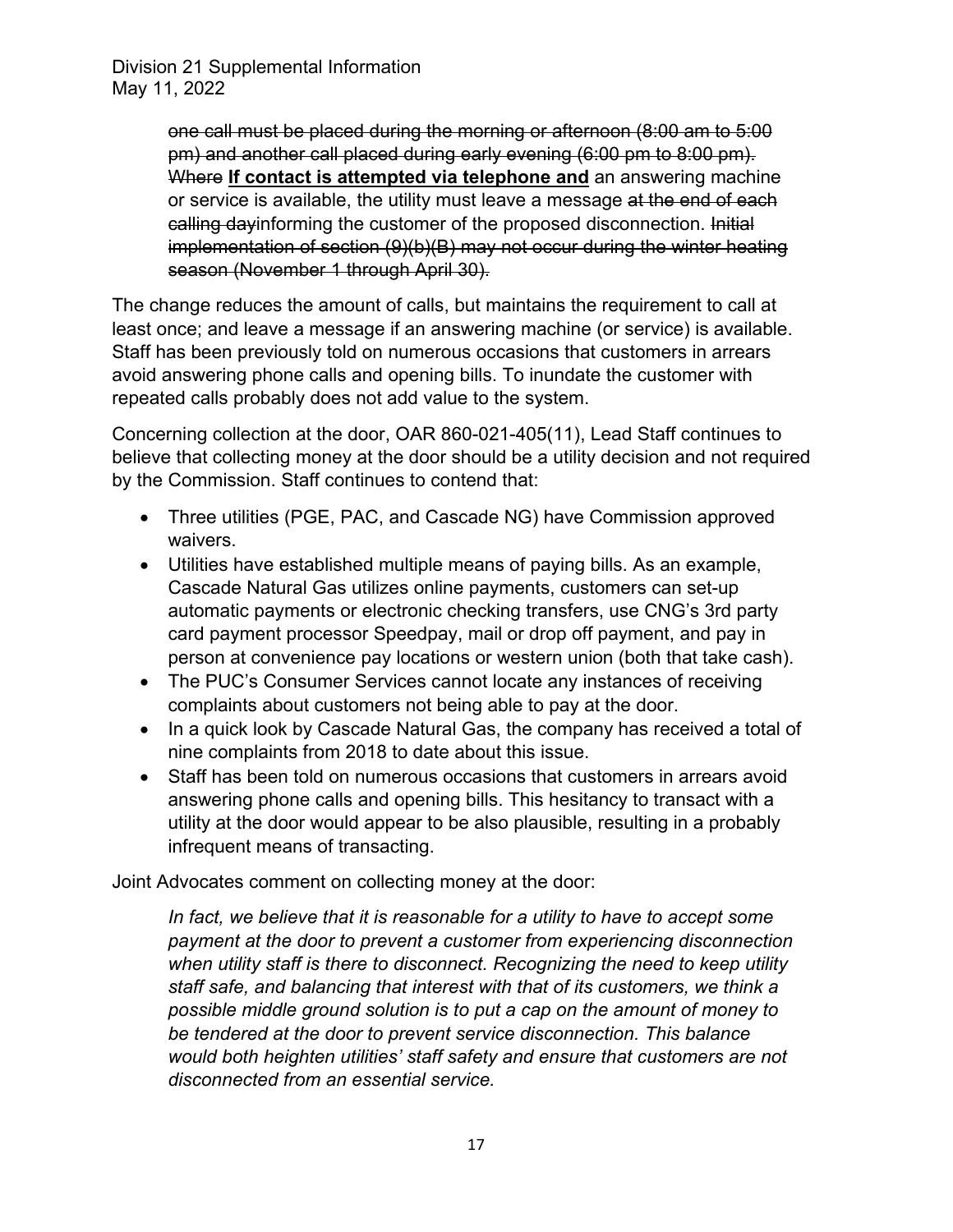> ~~one call must be placed during the morning or afternoon (8:00 am to 5:00 pm) and another call placed during early evening (6:00 pm to 8:00 pm).~~ ~~Where~~ **<u>If contact is attempted via telephone and</u>** an answering machine or service is available, the utility must leave a message ~~at the end of each calling day~~informing the customer of the proposed disconnection. ~~Initial implementation of section (9)(b)(B) may not occur during the winter heating season (November 1 through April 30).~~

The change reduces the amount of calls, but maintains the requirement to call at least once; and leave a message if an answering machine (or service) is available. Staff has been previously told on numerous occasions that customers in arrears avoid answering phone calls and opening bills. To inundate the customer with repeated calls probably does not add value to the system.

Concerning collection at the door, OAR 860-021-405(11), Lead Staff continues to believe that collecting money at the door should be a utility decision and not required by the Commission. Staff continues to contend that:

- Three utilities (PGE, PAC, and Cascade NG) have Commission approved waivers.
- Utilities have established multiple means of paying bills. As an example, Cascade Natural Gas utilizes online payments, customers can set-up automatic payments or electronic checking transfers, use CNG's 3rd party card payment processor Speedpay, mail or drop off payment, and pay in person at convenience pay locations or western union (both that take cash).
- The PUC's Consumer Services cannot locate any instances of receiving complaints about customers not being able to pay at the door.
- In a quick look by Cascade Natural Gas, the company has received a total of nine complaints from 2018 to date about this issue.
- Staff has been told on numerous occasions that customers in arrears avoid answering phone calls and opening bills. This hesitancy to transact with a utility at the door would appear to be also plausible, resulting in a probably infrequent means of transacting.

Joint Advocates comment on collecting money at the door:

> *In fact, we believe that it is reasonable for a utility to have to accept some payment at the door to prevent a customer from experiencing disconnection when utility staff is there to disconnect. Recognizing the need to keep utility staff safe, and balancing that interest with that of its customers, we think a possible middle ground solution is to put a cap on the amount of money to be tendered at the door to prevent service disconnection. This balance would both heighten utilities' staff safety and ensure that customers are not disconnected from an essential service.*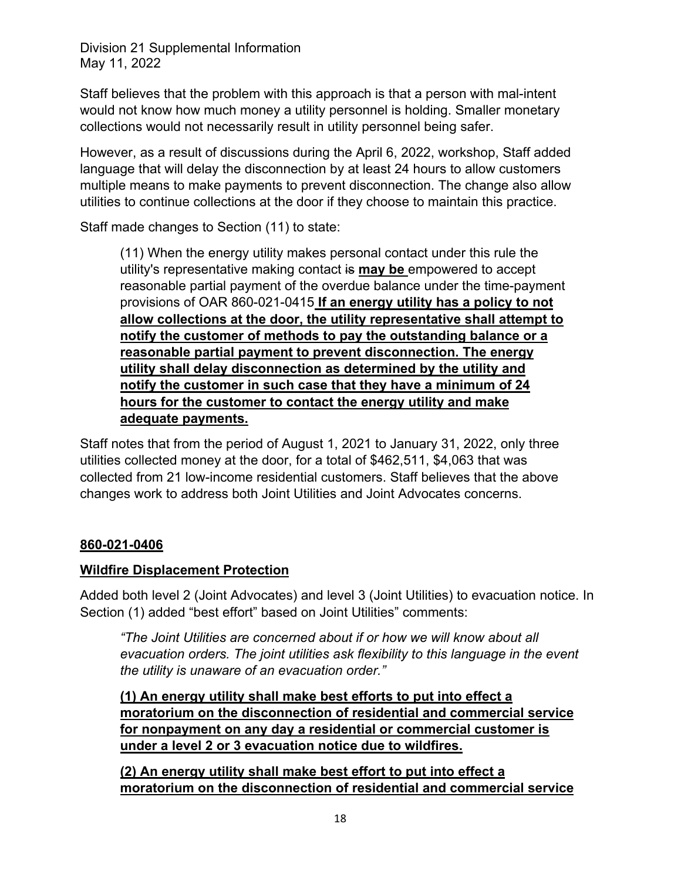Staff believes that the problem with this approach is that a person with mal-intent would not know how much money a utility personnel is holding. Smaller monetary collections would not necessarily result in utility personnel being safer.

However, as a result of discussions during the April 6, 2022, workshop, Staff added language that will delay the disconnection by at least 24 hours to allow customers multiple means to make payments to prevent disconnection. The change also allow utilities to continue collections at the door if they choose to maintain this practice.

Staff made changes to Section (11) to state:

> (11) When the energy utility makes personal contact under this rule the utility's representative making contact ~~is~~ **<u>may be</u>** empowered to accept reasonable partial payment of the overdue balance under the time-payment provisions of OAR 860-021-0415 **<u>If an energy utility has a policy to not allow collections at the door, the utility representative shall attempt to notify the customer of methods to pay the outstanding balance or a reasonable partial payment to prevent disconnection. The energy utility shall delay disconnection as determined by the utility and notify the customer in such case that they have a minimum of 24 hours for the customer to contact the energy utility and make adequate payments.</u>**

Staff notes that from the period of August 1, 2021 to January 31, 2022, only three utilities collected money at the door, for a total of $462,511, $4,063 that was collected from 21 low-income residential customers. Staff believes that the above changes work to address both Joint Utilities and Joint Advocates concerns.

**<u>860-021-0406</u>**

**<u>Wildfire Displacement Protection</u>**

Added both level 2 (Joint Advocates) and level 3 (Joint Utilities) to evacuation notice. In Section (1) added "best effort" based on Joint Utilities" comments:

> *"The Joint Utilities are concerned about if or how we will know about all evacuation orders. The joint utilities ask flexibility to this language in the event the utility is unaware of an evacuation order."*
>
> **<u>(1) An energy utility shall make best efforts to put into effect a moratorium on the disconnection of residential and commercial service for nonpayment on any day a residential or commercial customer is under a level 2 or 3 evacuation notice due to wildfires.</u>**
>
> **<u>(2) An energy utility shall make best effort to put into effect a moratorium on the disconnection of residential and commercial service</u>**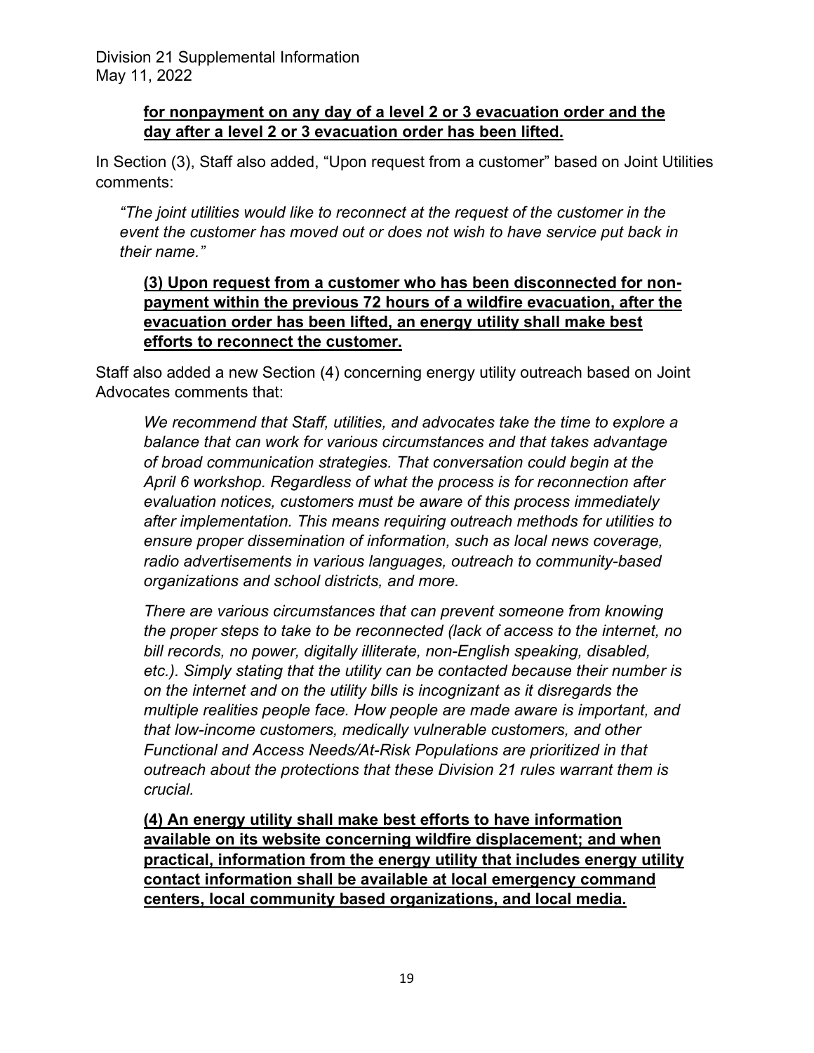**<u>for nonpayment on any day of a level 2 or 3 evacuation order and the day after a level 2 or 3 evacuation order has been lifted.</u>**

In Section (3), Staff also added, "Upon request from a customer" based on Joint Utilities comments:

> *"The joint utilities would like to reconnect at the request of the customer in the event the customer has moved out or does not wish to have service put back in their name."*

> **<u>(3) Upon request from a customer who has been disconnected for non-payment within the previous 72 hours of a wildfire evacuation, after the evacuation order has been lifted, an energy utility shall make best efforts to reconnect the customer.</u>**

Staff also added a new Section (4) concerning energy utility outreach based on Joint Advocates comments that:

> *We recommend that Staff, utilities, and advocates take the time to explore a balance that can work for various circumstances and that takes advantage of broad communication strategies. That conversation could begin at the April 6 workshop. Regardless of what the process is for reconnection after evaluation notices, customers must be aware of this process immediately after implementation. This means requiring outreach methods for utilities to ensure proper dissemination of information, such as local news coverage, radio advertisements in various languages, outreach to community-based organizations and school districts, and more.*
>
> *There are various circumstances that can prevent someone from knowing the proper steps to take to be reconnected (lack of access to the internet, no bill records, no power, digitally illiterate, non-English speaking, disabled, etc.). Simply stating that the utility can be contacted because their number is on the internet and on the utility bills is incognizant as it disregards the multiple realities people face. How people are made aware is important, and that low-income customers, medically vulnerable customers, and other Functional and Access Needs/At-Risk Populations are prioritized in that outreach about the protections that these Division 21 rules warrant them is crucial.*

> **<u>(4) An energy utility shall make best efforts to have information available on its website concerning wildfire displacement; and when practical, information from the energy utility that includes energy utility contact information shall be available at local emergency command centers, local community based organizations, and local media.</u>**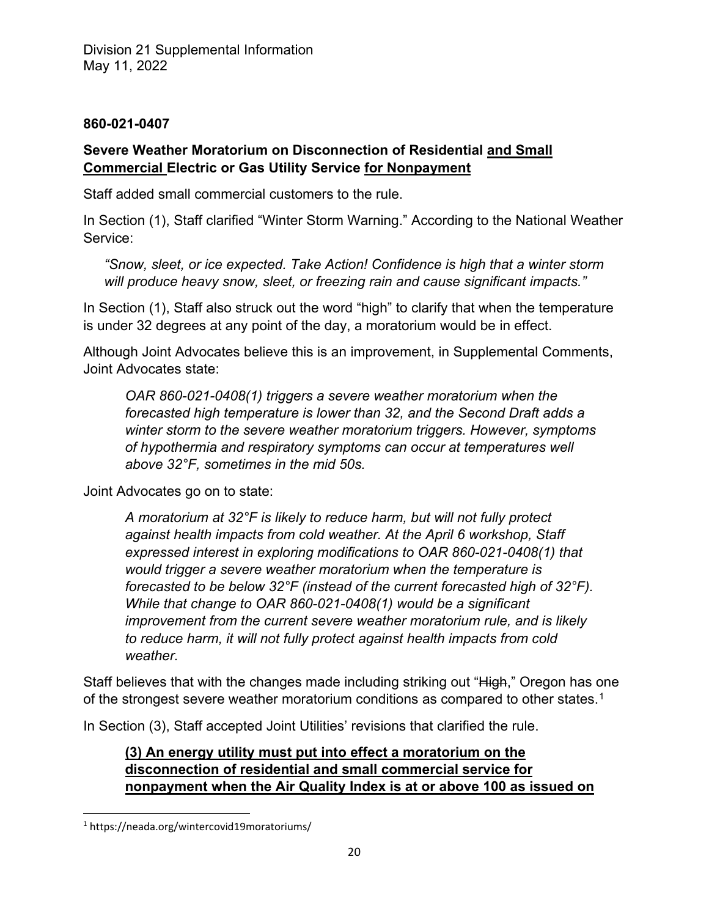**860-021-0407**

**Severe Weather Moratorium on Disconnection of Residential <u>and Small Commercial</u> Electric or Gas Utility Service <u>for Nonpayment</u>**

Staff added small commercial customers to the rule.

In Section (1), Staff clarified "Winter Storm Warning." According to the National Weather Service:

> *"Snow, sleet, or ice expected. Take Action! Confidence is high that a winter storm will produce heavy snow, sleet, or freezing rain and cause significant impacts."*

In Section (1), Staff also struck out the word "high" to clarify that when the temperature is under 32 degrees at any point of the day, a moratorium would be in effect.

Although Joint Advocates believe this is an improvement, in Supplemental Comments, Joint Advocates state:

> *OAR 860-021-0408(1) triggers a severe weather moratorium when the forecasted high temperature is lower than 32, and the Second Draft adds a winter storm to the severe weather moratorium triggers. However, symptoms of hypothermia and respiratory symptoms can occur at temperatures well above 32°F, sometimes in the mid 50s.*

Joint Advocates go on to state:

> *A moratorium at 32°F is likely to reduce harm, but will not fully protect against health impacts from cold weather. At the April 6 workshop, Staff expressed interest in exploring modifications to OAR 860-021-0408(1) that would trigger a severe weather moratorium when the temperature is forecasted to be below 32°F (instead of the current forecasted high of 32°F). While that change to OAR 860-021-0408(1) would be a significant improvement from the current severe weather moratorium rule, and is likely to reduce harm, it will not fully protect against health impacts from cold weather.*

Staff believes that with the changes made including striking out "~~High~~," Oregon has one of the strongest severe weather moratorium conditions as compared to other states.[1]

In Section (3), Staff accepted Joint Utilities' revisions that clarified the rule.

> **<u>(3) An energy utility must put into effect a moratorium on the disconnection of residential and small commercial service for nonpayment when the Air Quality Index is at or above 100 as issued on</u>**

---

[1] https://neada.org/wintercovid19moratoriums/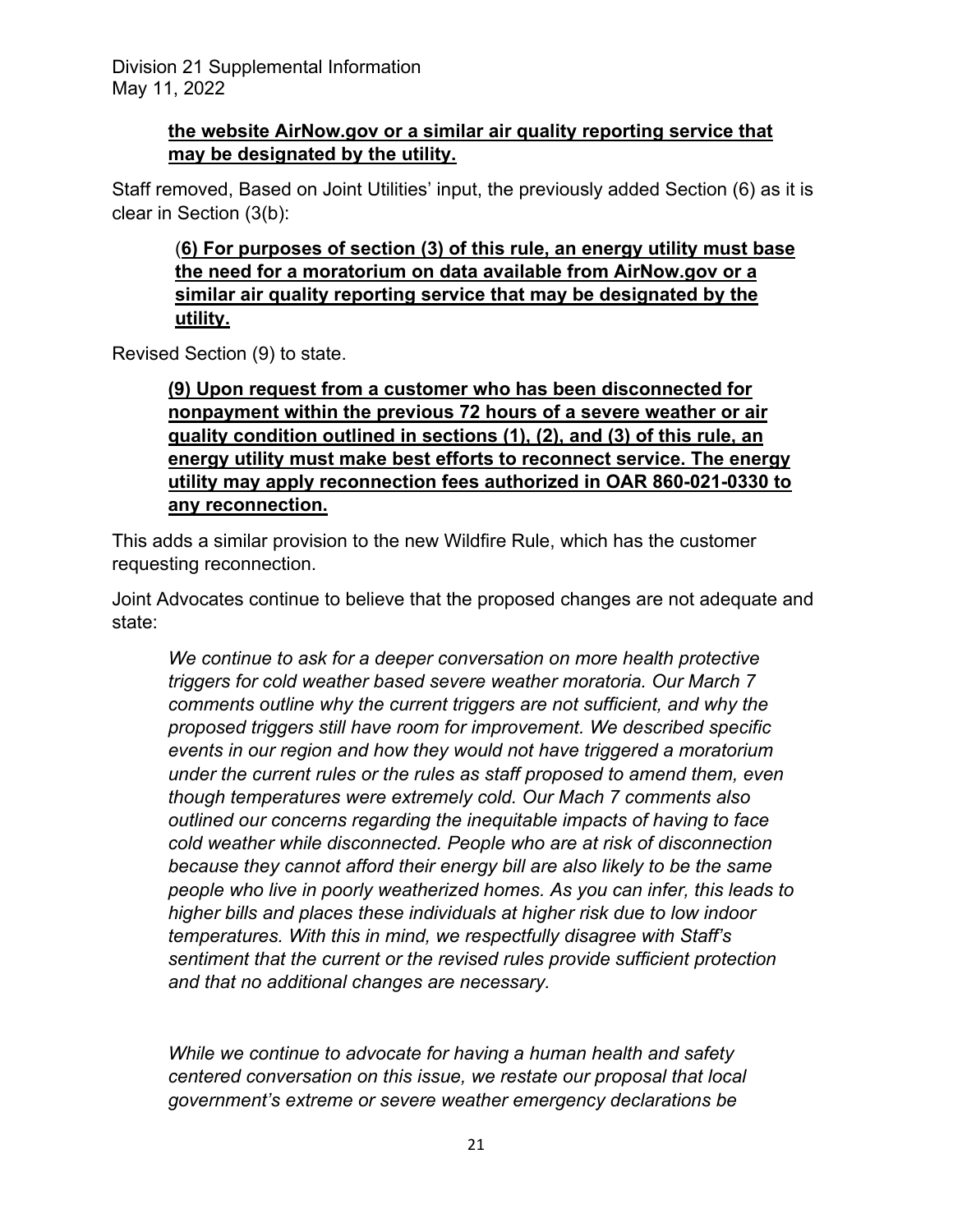**<u>the website AirNow.gov or a similar air quality reporting service that may be designated by the utility.</u>**

Staff removed, Based on Joint Utilities' input, the previously added Section (6) as it is clear in Section (3(b):

> (**<u>6) For purposes of section (3) of this rule, an energy utility must base the need for a moratorium on data available from AirNow.gov or a similar air quality reporting service that may be designated by the utility.</u>**

Revised Section (9) to state.

> **<u>(9) Upon request from a customer who has been disconnected for nonpayment within the previous 72 hours of a severe weather or air quality condition outlined in sections (1), (2), and (3) of this rule, an energy utility must make best efforts to reconnect service. The energy utility may apply reconnection fees authorized in OAR 860-021-0330 to any reconnection.</u>**

This adds a similar provision to the new Wildfire Rule, which has the customer requesting reconnection.

Joint Advocates continue to believe that the proposed changes are not adequate and state:

> *We continue to ask for a deeper conversation on more health protective triggers for cold weather based severe weather moratoria. Our March 7 comments outline why the current triggers are not sufficient, and why the proposed triggers still have room for improvement. We described specific events in our region and how they would not have triggered a moratorium under the current rules or the rules as staff proposed to amend them, even though temperatures were extremely cold. Our Mach 7 comments also outlined our concerns regarding the inequitable impacts of having to face cold weather while disconnected. People who are at risk of disconnection because they cannot afford their energy bill are also likely to be the same people who live in poorly weatherized homes. As you can infer, this leads to higher bills and places these individuals at higher risk due to low indoor temperatures. With this in mind, we respectfully disagree with Staff's sentiment that the current or the revised rules provide sufficient protection and that no additional changes are necessary.*
>
> *While we continue to advocate for having a human health and safety centered conversation on this issue, we restate our proposal that local government's extreme or severe weather emergency declarations be*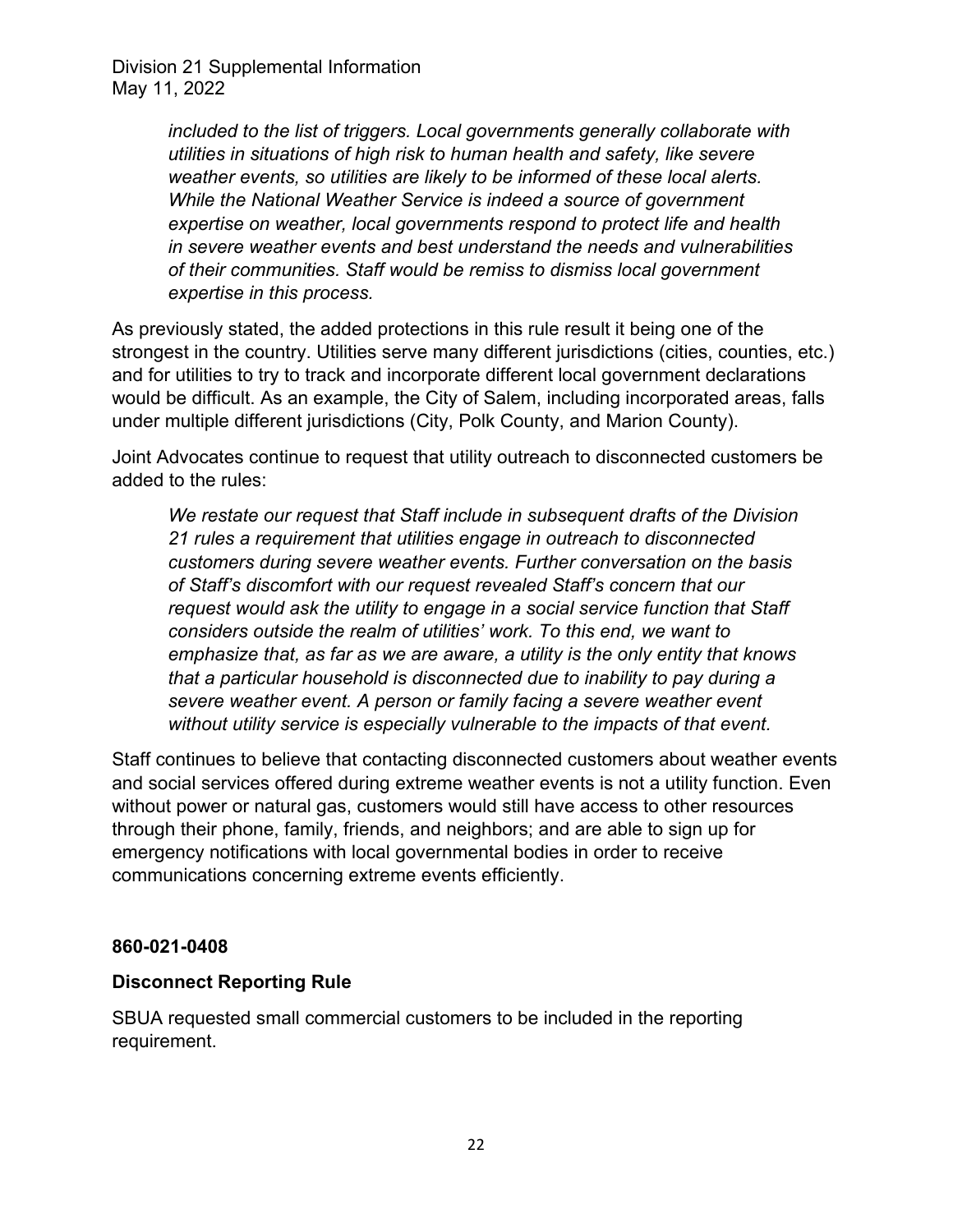> *included to the list of triggers. Local governments generally collaborate with utilities in situations of high risk to human health and safety, like severe weather events, so utilities are likely to be informed of these local alerts. While the National Weather Service is indeed a source of government expertise on weather, local governments respond to protect life and health in severe weather events and best understand the needs and vulnerabilities of their communities. Staff would be remiss to dismiss local government expertise in this process.*

As previously stated, the added protections in this rule result it being one of the strongest in the country. Utilities serve many different jurisdictions (cities, counties, etc.) and for utilities to try to track and incorporate different local government declarations would be difficult. As an example, the City of Salem, including incorporated areas, falls under multiple different jurisdictions (City, Polk County, and Marion County).

Joint Advocates continue to request that utility outreach to disconnected customers be added to the rules:

> *We restate our request that Staff include in subsequent drafts of the Division 21 rules a requirement that utilities engage in outreach to disconnected customers during severe weather events. Further conversation on the basis of Staff's discomfort with our request revealed Staff's concern that our request would ask the utility to engage in a social service function that Staff considers outside the realm of utilities' work. To this end, we want to emphasize that, as far as we are aware, a utility is the only entity that knows that a particular household is disconnected due to inability to pay during a severe weather event. A person or family facing a severe weather event without utility service is especially vulnerable to the impacts of that event.*

Staff continues to believe that contacting disconnected customers about weather events and social services offered during extreme weather events is not a utility function. Even without power or natural gas, customers would still have access to other resources through their phone, family, friends, and neighbors; and are able to sign up for emergency notifications with local governmental bodies in order to receive communications concerning extreme events efficiently.

**860-021-0408**

**Disconnect Reporting Rule**

SBUA requested small commercial customers to be included in the reporting requirement.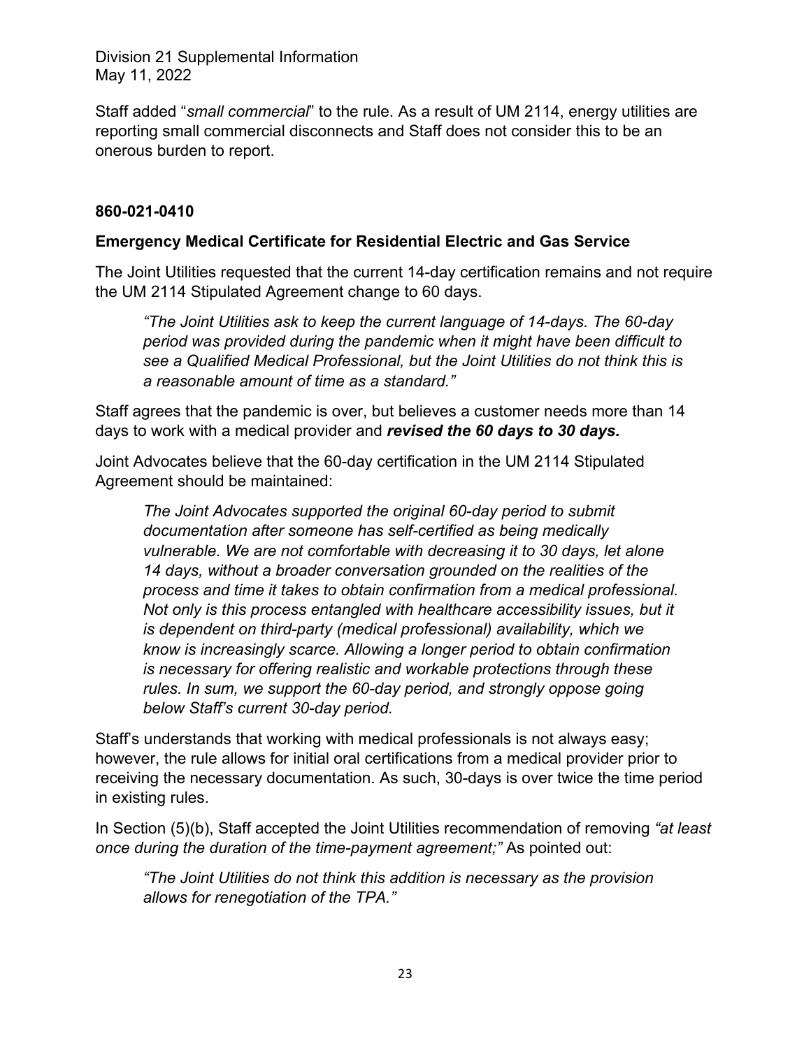Staff added "*small commercial*" to the rule. As a result of UM 2114, energy utilities are reporting small commercial disconnects and Staff does not consider this to be an onerous burden to report.

**860-021-0410**

**Emergency Medical Certificate for Residential Electric and Gas Service**

The Joint Utilities requested that the current 14-day certification remains and not require the UM 2114 Stipulated Agreement change to 60 days.

> *"The Joint Utilities ask to keep the current language of 14-days. The 60-day period was provided during the pandemic when it might have been difficult to see a Qualified Medical Professional, but the Joint Utilities do not think this is a reasonable amount of time as a standard."*

Staff agrees that the pandemic is over, but believes a customer needs more than 14 days to work with a medical provider and ***revised the 60 days to 30 days.***

Joint Advocates believe that the 60-day certification in the UM 2114 Stipulated Agreement should be maintained:

> *The Joint Advocates supported the original 60-day period to submit documentation after someone has self-certified as being medically vulnerable. We are not comfortable with decreasing it to 30 days, let alone 14 days, without a broader conversation grounded on the realities of the process and time it takes to obtain confirmation from a medical professional. Not only is this process entangled with healthcare accessibility issues, but it is dependent on third-party (medical professional) availability, which we know is increasingly scarce. Allowing a longer period to obtain confirmation is necessary for offering realistic and workable protections through these rules. In sum, we support the 60-day period, and strongly oppose going below Staff's current 30-day period.*

Staff's understands that working with medical professionals is not always easy; however, the rule allows for initial oral certifications from a medical provider prior to receiving the necessary documentation. As such, 30-days is over twice the time period in existing rules.

In Section (5)(b), Staff accepted the Joint Utilities recommendation of removing *"at least once during the duration of the time-payment agreement;"* As pointed out:

> *"The Joint Utilities do not think this addition is necessary as the provision allows for renegotiation of the TPA."*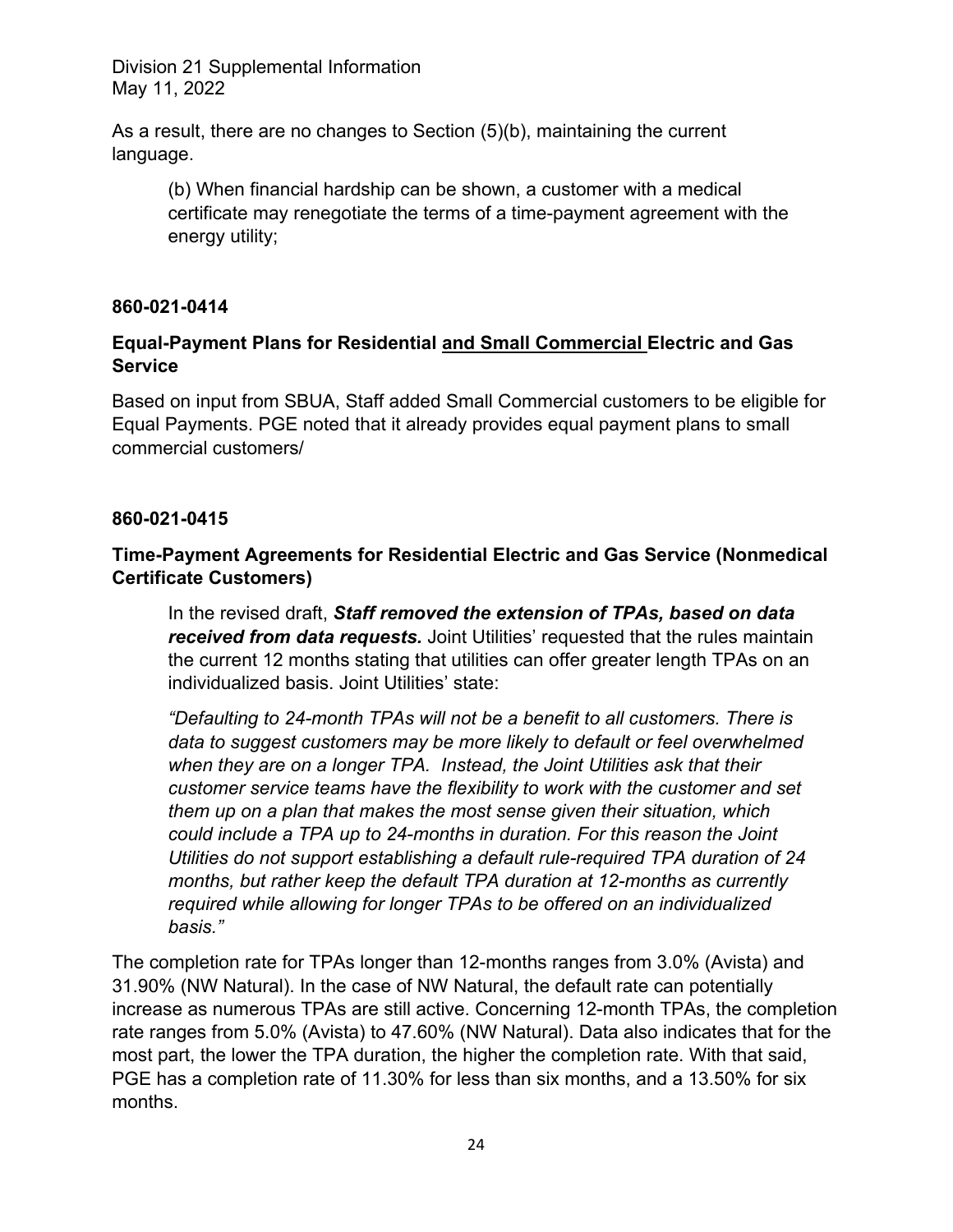As a result, there are no changes to Section (5)(b), maintaining the current language.

> (b) When financial hardship can be shown, a customer with a medical certificate may renegotiate the terms of a time-payment agreement with the energy utility;

**860-021-0414**

**Equal-Payment Plans for Residential <u>and Small Commercial</u> Electric and Gas Service**

Based on input from SBUA, Staff added Small Commercial customers to be eligible for Equal Payments. PGE noted that it already provides equal payment plans to small commercial customers/

**860-021-0415**

**Time-Payment Agreements for Residential Electric and Gas Service (Nonmedical Certificate Customers)**

> In the revised draft, ***Staff removed the extension of TPAs, based on data received from data requests.*** Joint Utilities' requested that the rules maintain the current 12 months stating that utilities can offer greater length TPAs on an individualized basis. Joint Utilities' state:
>
> *"Defaulting to 24-month TPAs will not be a benefit to all customers. There is data to suggest customers may be more likely to default or feel overwhelmed when they are on a longer TPA. Instead, the Joint Utilities ask that their customer service teams have the flexibility to work with the customer and set them up on a plan that makes the most sense given their situation, which could include a TPA up to 24-months in duration. For this reason the Joint Utilities do not support establishing a default rule-required TPA duration of 24 months, but rather keep the default TPA duration at 12-months as currently required while allowing for longer TPAs to be offered on an individualized basis."*

The completion rate for TPAs longer than 12-months ranges from 3.0% (Avista) and 31.90% (NW Natural). In the case of NW Natural, the default rate can potentially increase as numerous TPAs are still active. Concerning 12-month TPAs, the completion rate ranges from 5.0% (Avista) to 47.60% (NW Natural). Data also indicates that for the most part, the lower the TPA duration, the higher the completion rate. With that said, PGE has a completion rate of 11.30% for less than six months, and a 13.50% for six months.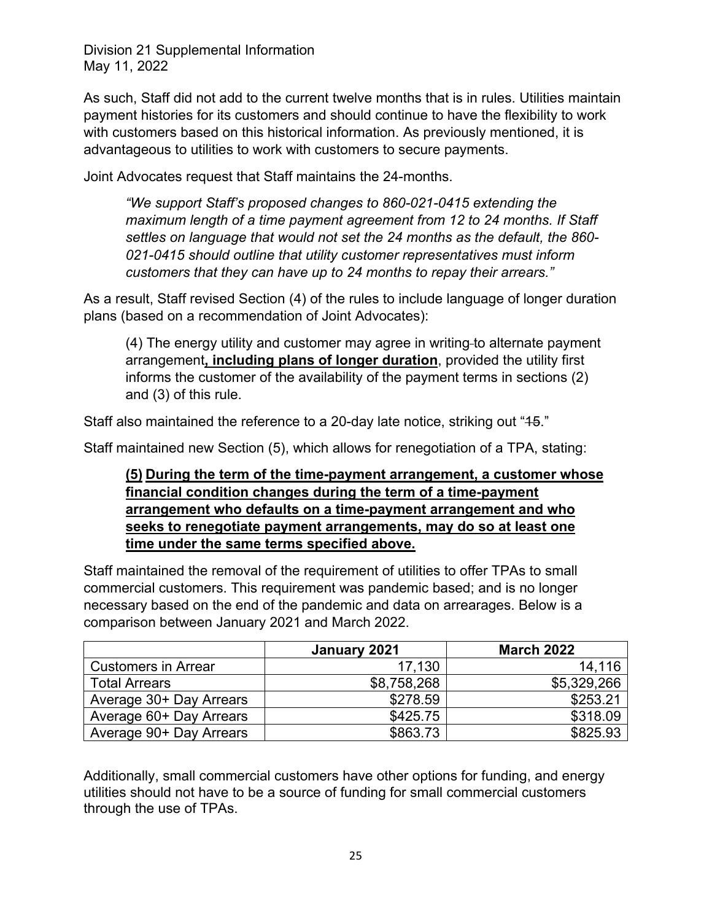As such, Staff did not add to the current twelve months that is in rules. Utilities maintain payment histories for its customers and should continue to have the flexibility to work with customers based on this historical information. As previously mentioned, it is advantageous to utilities to work with customers to secure payments.

Joint Advocates request that Staff maintains the 24-months.

> *"We support Staff's proposed changes to 860-021-0415 extending the maximum length of a time payment agreement from 12 to 24 months. If Staff settles on language that would not set the 24 months as the default, the 860-021-0415 should outline that utility customer representatives must inform customers that they can have up to 24 months to repay their arrears."*

As a result, Staff revised Section (4) of the rules to include language of longer duration plans (based on a recommendation of Joint Advocates):

> (4) The energy utility and customer may agree in writing ~~-~~to alternate payment arrangement**, including plans of longer duration**, provided the utility first informs the customer of the availability of the payment terms in sections (2) and (3) of this rule.

Staff also maintained the reference to a 20-day late notice, striking out "~~15~~."

Staff maintained new Section (5), which allows for renegotiation of a TPA, stating:

> **(5) During the term of the time-payment arrangement, a customer whose financial condition changes during the term of a time-payment arrangement who defaults on a time-payment arrangement and who seeks to renegotiate payment arrangements, may do so at least one time under the same terms specified above.**

Staff maintained the removal of the requirement of utilities to offer TPAs to small commercial customers. This requirement was pandemic based; and is no longer necessary based on the end of the pandemic and data on arrearages. Below is a comparison between January 2021 and March 2022.

| | January 2021 | March 2022 |
|---|---|---|
| Customers in Arrear | 17,130 | 14,116 |
| Total Arrears | $8,758,268 | $5,329,266 |
| Average 30+ Day Arrears | $278.59 | $253.21 |
| Average 60+ Day Arrears | $425.75 | $318.09 |
| Average 90+ Day Arrears | $863.73 | $825.93 |

Additionally, small commercial customers have other options for funding, and energy utilities should not have to be a source of funding for small commercial customers through the use of TPAs.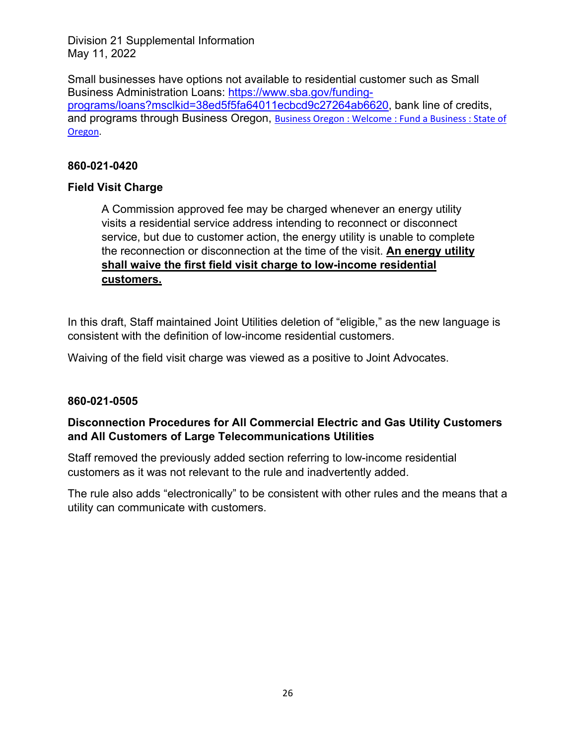Small businesses have options not available to residential customer such as Small Business Administration Loans: [https://www.sba.gov/funding-programs/loans?msclkid=38ed5f5fa64011ecbcd9c27264ab6620](https://www.sba.gov/funding-programs/loans?msclkid=38ed5f5fa64011ecbcd9c27264ab6620), bank line of credits, and programs through Business Oregon, [Business Oregon : Welcome : Fund a Business : State of Oregon](Business Oregon : Welcome : Fund a Business : State of Oregon).

**860-021-0420**

**Field Visit Charge**

> A Commission approved fee may be charged whenever an energy utility visits a residential service address intending to reconnect or disconnect service, but due to customer action, the energy utility is unable to complete the reconnection or disconnection at the time of the visit. **<u>An energy utility shall waive the first field visit charge to low-income residential customers.</u>**

In this draft, Staff maintained Joint Utilities deletion of "eligible," as the new language is consistent with the definition of low-income residential customers.

Waiving of the field visit charge was viewed as a positive to Joint Advocates.

**860-021-0505**

**Disconnection Procedures for All Commercial Electric and Gas Utility Customers and All Customers of Large Telecommunications Utilities**

Staff removed the previously added section referring to low-income residential customers as it was not relevant to the rule and inadvertently added.

The rule also adds "electronically" to be consistent with other rules and the means that a utility can communicate with customers.